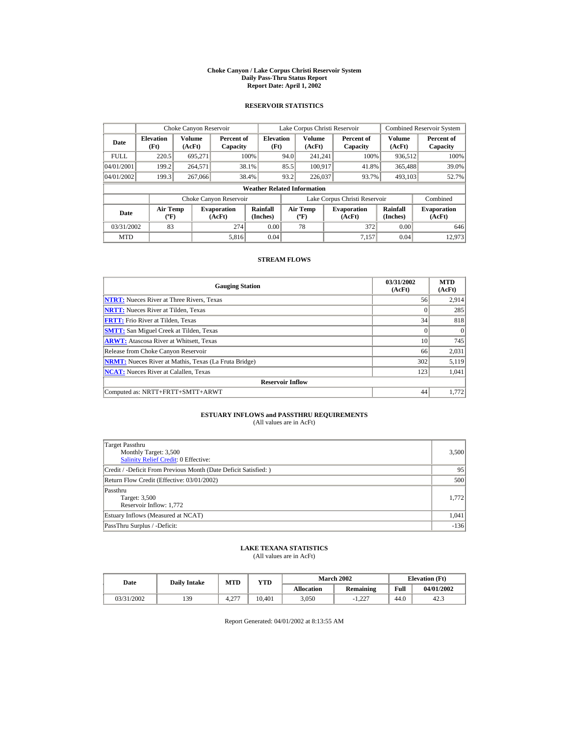# Choke Canyon / Lake Corpus Christi Reservoir System
## Daily Pass-Thru Status Report
### Report Date: April 1, 2002

## RESERVOIR STATISTICS

| Date | Choke Canyon Reservoir | | | Lake Corpus Christi Reservoir | | | Combined Reservoir System | |
|---|---|---|---|---|---|---|---|---|
| | Elevation (Ft) | Volume (AcFt) | Percent of Capacity | Elevation (Ft) | Volume (AcFt) | Percent of Capacity | Volume (AcFt) | Percent of Capacity |
| FULL | 220.5 | 695,271 | 100% | 94.0 | 241,241 | 100% | 936,512 | 100% |
| 04/01/2001 | 199.2 | 264,571 | 38.1% | 85.5 | 100,917 | 41.8% | 365,488 | 39.0% |
| 04/01/2002 | 199.3 | 267,066 | 38.4% | 93.2 | 226,037 | 93.7% | 493,103 | 52.7% |

**Weather Related Information**

| Date | Choke Canyon Reservoir | | | Lake Corpus Christi Reservoir | | | Combined |
|---|---|---|---|---|---|---|---|
| | Air Temp (ºF) | Evaporation (AcFt) | Rainfall (Inches) | Air Temp (ºF) | Evaporation (AcFt) | Rainfall (Inches) | Evaporation (AcFt) |
| 03/31/2002 | 83 | 274 | 0.00 | 78 | 372 | 0.00 | 646 |
| MTD | | 5,816 | 0.04 | | 7,157 | 0.04 | 12,973 |

## STREAM FLOWS

| Gauging Station | 03/31/2002 (AcFt) | MTD (AcFt) |
|---|---|---|
| NTRT: Nueces River at Three Rivers, Texas | 56 | 2,914 |
| NRTT: Nueces River at Tilden, Texas | 0 | 285 |
| FRTT: Frio River at Tilden, Texas | 34 | 818 |
| SMTT: San Miguel Creek at Tilden, Texas | 0 | 0 |
| ARWT: Atascosa River at Whitsett, Texas | 10 | 745 |
| Release from Choke Canyon Reservoir | 66 | 2,031 |
| NRMT: Nueces River at Mathis, Texas (La Fruta Bridge) | 302 | 5,119 |
| NCAT: Nueces River at Calallen, Texas | 123 | 1,041 |
| **Reservoir Inflow** | | |
| Computed as: NRTT+FRTT+SMTT+ARWT | 44 | 1,772 |

## ESTUARY INFLOWS and PASSTHRU REQUIREMENTS
(All values are in AcFt)

| | |
|---|---|
| Target Passthru<br>Monthly Target: 3,500<br>Salinity Relief Credit: 0 Effective: | 3,500 |
| Credit / -Deficit From Previous Month (Date Deficit Satisfied: ) | 95 |
| Return Flow Credit (Effective: 03/01/2002) | 500 |
| Passthru<br>Target: 3,500<br>Reservoir Inflow: 1,772 | 1,772 |
| Estuary Inflows (Measured at NCAT) | 1,041 |
| PassThru Surplus / -Deficit: | -136 |

## LAKE TEXANA STATISTICS
(All values are in AcFt)

| Date | Daily Intake | MTD | YTD | March 2002 | | Elevation (Ft) | |
|---|---|---|---|---|---|---|---|
| | | | | Allocation | Remaining | Full | 04/01/2002 |
| 03/31/2002 | 139 | 4,277 | 10,401 | 3,050 | -1,227 | 44.0 | 42.3 |

Report Generated: 04/01/2002 at 8:13:55 AM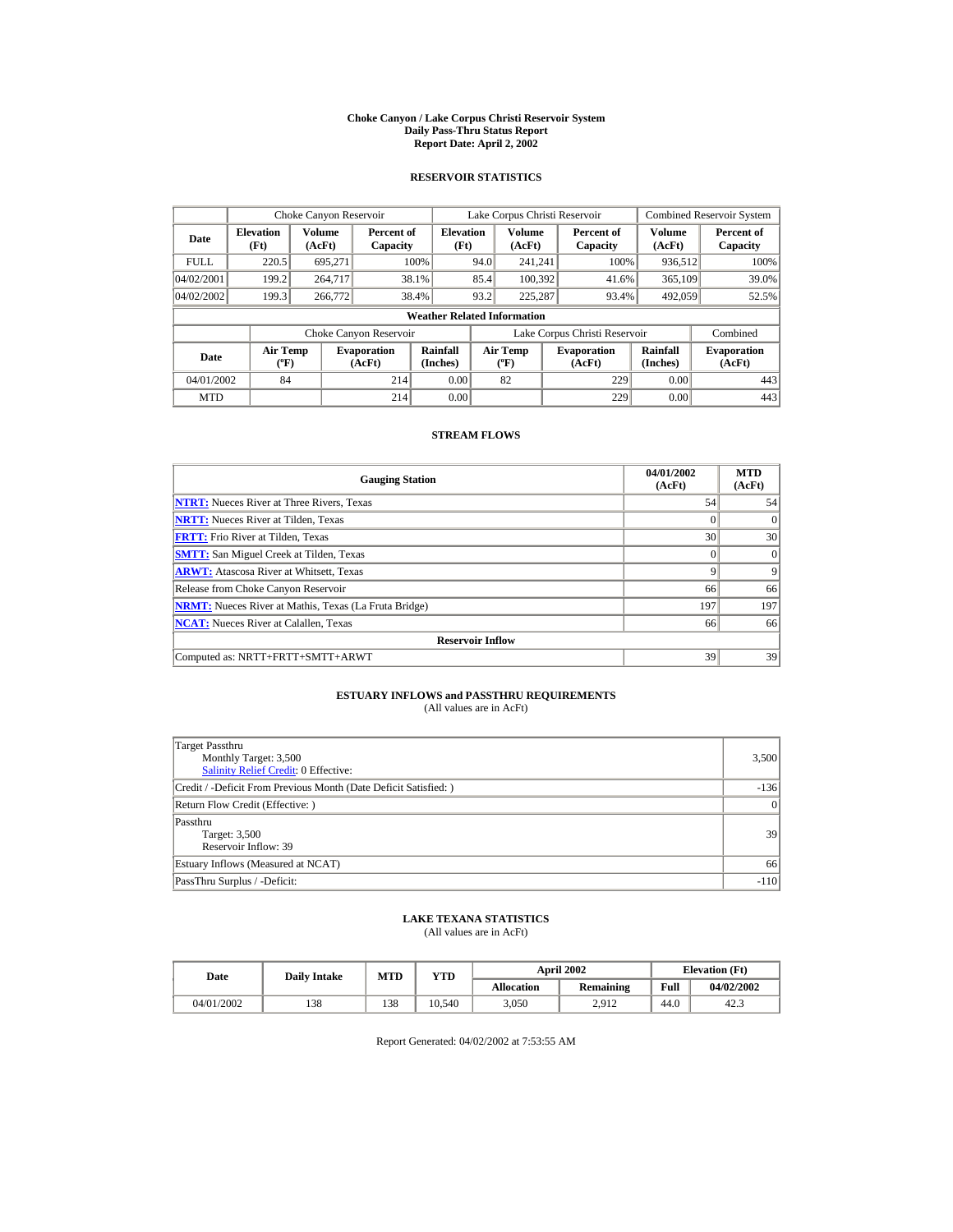# Choke Canyon / Lake Corpus Christi Reservoir System
## Daily Pass-Thru Status Report
## Report Date: April 2, 2002

### RESERVOIR STATISTICS

| | Choke Canyon Reservoir | | | Lake Corpus Christi Reservoir | | | Combined Reservoir System | |
|---|---|---|---|---|---|---|---|---|
| Date | Elevation (Ft) | Volume (AcFt) | Percent of Capacity | Elevation (Ft) | Volume (AcFt) | Percent of Capacity | Volume (AcFt) | Percent of Capacity |
| FULL | 220.5 | 695,271 | 100% | 94.0 | 241,241 | 100% | 936,512 | 100% |
| 04/02/2001 | 199.2 | 264,717 | 38.1% | 85.4 | 100,392 | 41.6% | 365,109 | 39.0% |
| 04/02/2002 | 199.3 | 266,772 | 38.4% | 93.2 | 225,287 | 93.4% | 492,059 | 52.5% |

**Weather Related Information**

| | Choke Canyon Reservoir | | | Lake Corpus Christi Reservoir | | | Combined |
|---|---|---|---|---|---|---|---|
| Date | Air Temp (ºF) | Evaporation (AcFt) | Rainfall (Inches) | Air Temp (ºF) | Evaporation (AcFt) | Rainfall (Inches) | Evaporation (AcFt) |
| 04/01/2002 | 84 | 214 | 0.00 | 82 | 229 | 0.00 | 443 |
| MTD | | 214 | 0.00 | | 229 | 0.00 | 443 |

### STREAM FLOWS

| Gauging Station | 04/01/2002 (AcFt) | MTD (AcFt) |
|---|---|---|
| NTRT: Nueces River at Three Rivers, Texas | 54 | 54 |
| NRTT: Nueces River at Tilden, Texas | 0 | 0 |
| FRTT: Frio River at Tilden, Texas | 30 | 30 |
| SMTT: San Miguel Creek at Tilden, Texas | 0 | 0 |
| ARWT: Atascosa River at Whitsett, Texas | 9 | 9 |
| Release from Choke Canyon Reservoir | 66 | 66 |
| NRMT: Nueces River at Mathis, Texas (La Fruta Bridge) | 197 | 197 |
| NCAT: Nueces River at Calallen, Texas | 66 | 66 |
| **Reservoir Inflow** | | |
| Computed as: NRTT+FRTT+SMTT+ARWT | 39 | 39 |

### ESTUARY INFLOWS and PASSTHRU REQUIREMENTS
(All values are in AcFt)

| | |
|---|---|
| Target Passthru<br>Monthly Target: 3,500<br>Salinity Relief Credit: 0 Effective: | 3,500 |
| Credit / -Deficit From Previous Month (Date Deficit Satisfied: ) | -136 |
| Return Flow Credit (Effective: ) | 0 |
| Passthru<br>Target: 3,500<br>Reservoir Inflow: 39 | 39 |
| Estuary Inflows (Measured at NCAT) | 66 |
| PassThru Surplus / -Deficit: | -110 |

### LAKE TEXANA STATISTICS
(All values are in AcFt)

| Date | Daily Intake | MTD | YTD | April 2002 | | Elevation (Ft) | |
|---|---|---|---|---|---|---|---|
| | | | | Allocation | Remaining | Full | 04/02/2002 |
| 04/01/2002 | 138 | 138 | 10,540 | 3,050 | 2,912 | 44.0 | 42.3 |

Report Generated: 04/02/2002 at 7:53:55 AM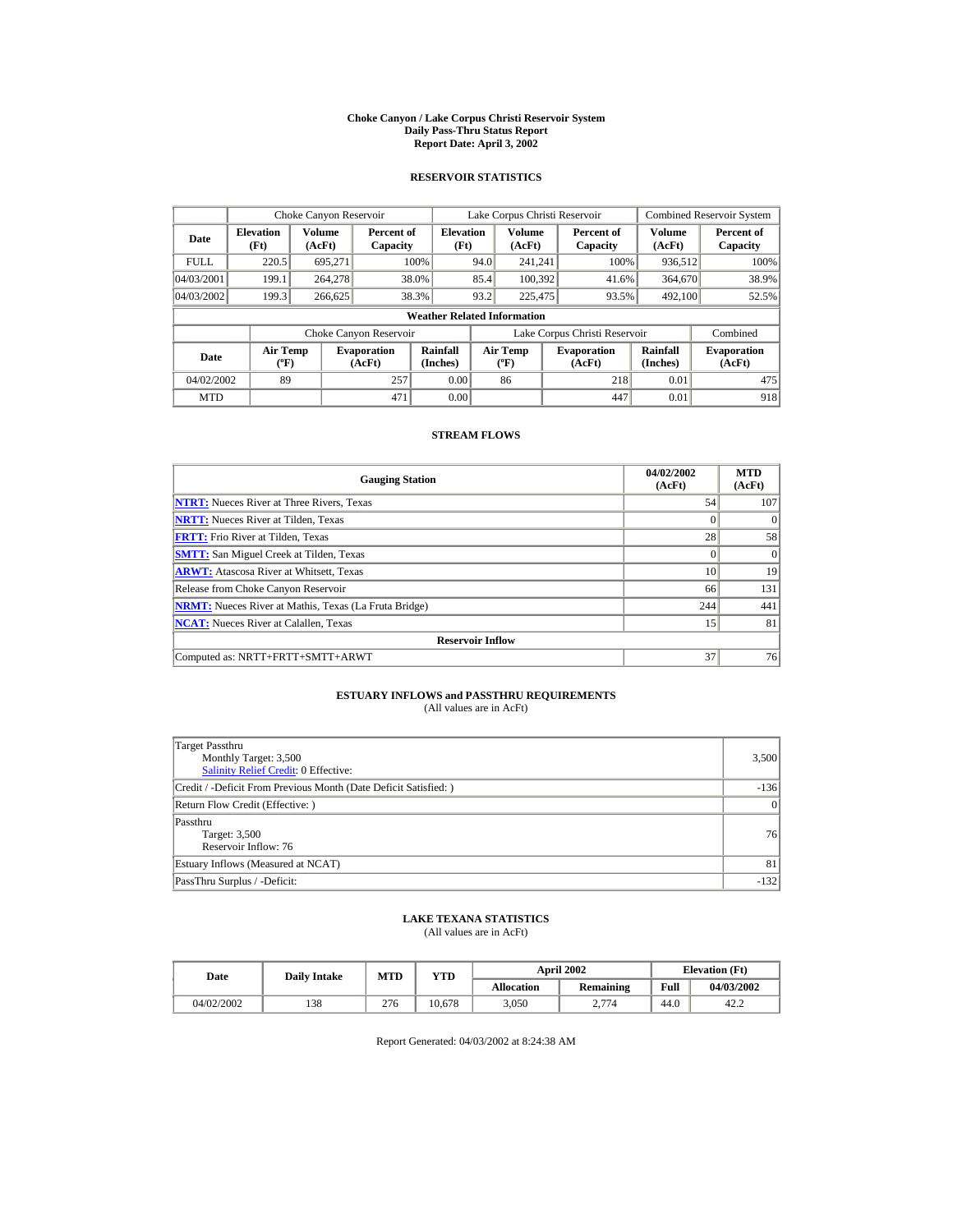# Choke Canyon / Lake Corpus Christi Reservoir System
## Daily Pass-Thru Status Report
## Report Date: April 3, 2002

### RESERVOIR STATISTICS

| Date | Choke Canyon Reservoir | | | Lake Corpus Christi Reservoir | | | Combined Reservoir System | |
|---|---|---|---|---|---|---|---|---|
| | Elevation (Ft) | Volume (AcFt) | Percent of Capacity | Elevation (Ft) | Volume (AcFt) | Percent of Capacity | Volume (AcFt) | Percent of Capacity |
| FULL | 220.5 | 695,271 | 100% | 94.0 | 241,241 | 100% | 936,512 | 100% |
| 04/03/2001 | 199.1 | 264,278 | 38.0% | 85.4 | 100,392 | 41.6% | 364,670 | 38.9% |
| 04/03/2002 | 199.3 | 266,625 | 38.3% | 93.2 | 225,475 | 93.5% | 492,100 | 52.5% |

**Weather Related Information**

| Date | Choke Canyon Reservoir | | | Lake Corpus Christi Reservoir | | | Combined |
|---|---|---|---|---|---|---|---|
| | Air Temp (ºF) | Evaporation (AcFt) | Rainfall (Inches) | Air Temp (ºF) | Evaporation (AcFt) | Rainfall (Inches) | Evaporation (AcFt) |
| 04/02/2002 | 89 | 257 | 0.00 | 86 | 218 | 0.01 | 475 |
| MTD | | 471 | 0.00 | | 447 | 0.01 | 918 |

### STREAM FLOWS

| Gauging Station | 04/02/2002 (AcFt) | MTD (AcFt) |
|---|---|---|
| NTRT: Nueces River at Three Rivers, Texas | 54 | 107 |
| NRTT: Nueces River at Tilden, Texas | 0 | 0 |
| FRTT: Frio River at Tilden, Texas | 28 | 58 |
| SMTT: San Miguel Creek at Tilden, Texas | 0 | 0 |
| ARWT: Atascosa River at Whitsett, Texas | 10 | 19 |
| Release from Choke Canyon Reservoir | 66 | 131 |
| NRMT: Nueces River at Mathis, Texas (La Fruta Bridge) | 244 | 441 |
| NCAT: Nueces River at Calallen, Texas | 15 | 81 |
| **Reservoir Inflow** | | |
| Computed as: NRTT+FRTT+SMTT+ARWT | 37 | 76 |

### ESTUARY INFLOWS and PASSTHRU REQUIREMENTS
(All values are in AcFt)

| | |
|---|---|
| Target Passthru<br>Monthly Target: 3,500<br>Salinity Relief Credit: 0 Effective: | 3,500 |
| Credit / -Deficit From Previous Month (Date Deficit Satisfied: ) | -136 |
| Return Flow Credit (Effective: ) | 0 |
| Passthru<br>Target: 3,500<br>Reservoir Inflow: 76 | 76 |
| Estuary Inflows (Measured at NCAT) | 81 |
| PassThru Surplus / -Deficit: | -132 |

### LAKE TEXANA STATISTICS
(All values are in AcFt)

| Date | Daily Intake | MTD | YTD | April 2002 | | Elevation (Ft) | |
|---|---|---|---|---|---|---|---|
| | | | | Allocation | Remaining | Full | 04/03/2002 |
| 04/02/2002 | 138 | 276 | 10,678 | 3,050 | 2,774 | 44.0 | 42.2 |

Report Generated: 04/03/2002 at 8:24:38 AM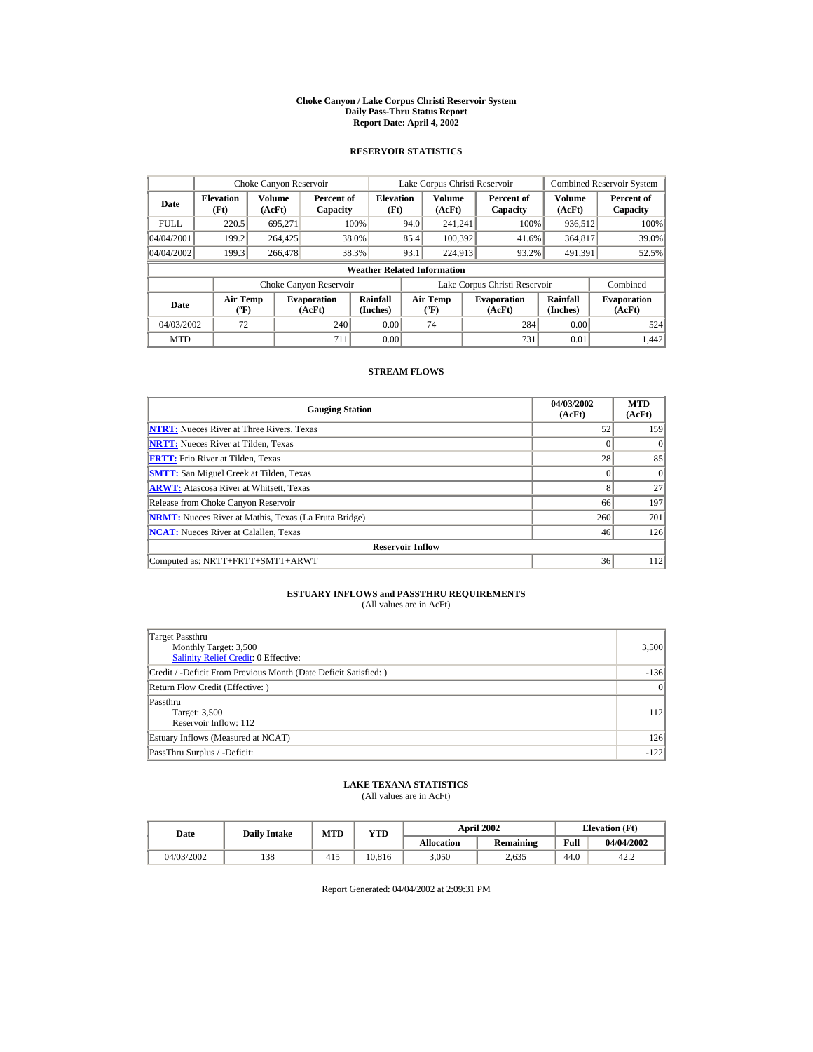# Choke Canyon / Lake Corpus Christi Reservoir System
## Daily Pass-Thru Status Report
### Report Date: April 4, 2002

## RESERVOIR STATISTICS

| | Choke Canyon Reservoir | | | Lake Corpus Christi Reservoir | | | Combined Reservoir System | |
|---|---|---|---|---|---|---|---|---|
| Date | Elevation (Ft) | Volume (AcFt) | Percent of Capacity | Elevation (Ft) | Volume (AcFt) | Percent of Capacity | Volume (AcFt) | Percent of Capacity |
| FULL | 220.5 | 695,271 | 100% | 94.0 | 241,241 | 100% | 936,512 | 100% |
| 04/04/2001 | 199.2 | 264,425 | 38.0% | 85.4 | 100,392 | 41.6% | 364,817 | 39.0% |
| 04/04/2002 | 199.3 | 266,478 | 38.3% | 93.1 | 224,913 | 93.2% | 491,391 | 52.5% |

**Weather Related Information**

| | Choke Canyon Reservoir | | | Lake Corpus Christi Reservoir | | | Combined |
|---|---|---|---|---|---|---|---|
| Date | Air Temp (ºF) | Evaporation (AcFt) | Rainfall (Inches) | Air Temp (ºF) | Evaporation (AcFt) | Rainfall (Inches) | Evaporation (AcFt) |
| 04/03/2002 | 72 | 240 | 0.00 | 74 | 284 | 0.00 | 524 |
| MTD | | 711 | 0.00 | | 731 | 0.01 | 1,442 |

## STREAM FLOWS

| Gauging Station | 04/03/2002 (AcFt) | MTD (AcFt) |
|---|---|---|
| NTRT: Nueces River at Three Rivers, Texas | 52 | 159 |
| NRTT: Nueces River at Tilden, Texas | 0 | 0 |
| FRTT: Frio River at Tilden, Texas | 28 | 85 |
| SMTT: San Miguel Creek at Tilden, Texas | 0 | 0 |
| ARWT: Atascosa River at Whitsett, Texas | 8 | 27 |
| Release from Choke Canyon Reservoir | 66 | 197 |
| NRMT: Nueces River at Mathis, Texas (La Fruta Bridge) | 260 | 701 |
| NCAT: Nueces River at Calallen, Texas | 46 | 126 |
| **Reservoir Inflow** | | |
| Computed as: NRTT+FRTT+SMTT+ARWT | 36 | 112 |

## ESTUARY INFLOWS and PASSTHRU REQUIREMENTS

(All values are in AcFt)

| | |
|---|---|
| Target Passthru<br>Monthly Target: 3,500<br>Salinity Relief Credit: 0 Effective: | 3,500 |
| Credit / -Deficit From Previous Month (Date Deficit Satisfied: ) | -136 |
| Return Flow Credit (Effective: ) | 0 |
| Passthru<br>Target: 3,500<br>Reservoir Inflow: 112 | 112 |
| Estuary Inflows (Measured at NCAT) | 126 |
| PassThru Surplus / -Deficit: | -122 |

## LAKE TEXANA STATISTICS

(All values are in AcFt)

| Date | Daily Intake | MTD | YTD | April 2002 | | Elevation (Ft) | |
|---|---|---|---|---|---|---|---|
| | | | | Allocation | Remaining | Full | 04/04/2002 |
| 04/03/2002 | 138 | 415 | 10,816 | 3,050 | 2,635 | 44.0 | 42.2 |

Report Generated: 04/04/2002 at 2:09:31 PM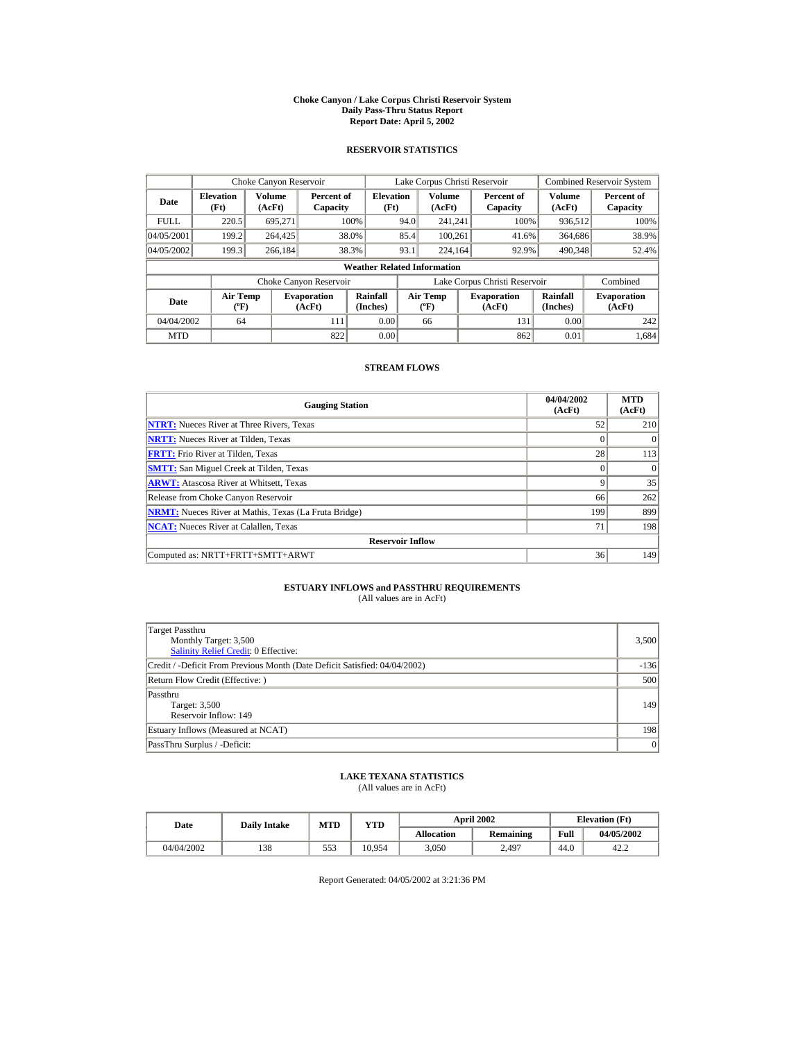# Choke Canyon / Lake Corpus Christi Reservoir System
## Daily Pass-Thru Status Report
### Report Date: April 5, 2002

## RESERVOIR STATISTICS

| Date | Choke Canyon Reservoir | | | Lake Corpus Christi Reservoir | | | Combined Reservoir System | |
|---|---|---|---|---|---|---|---|---|
| | Elevation (Ft) | Volume (AcFt) | Percent of Capacity | Elevation (Ft) | Volume (AcFt) | Percent of Capacity | Volume (AcFt) | Percent of Capacity |
| FULL | 220.5 | 695,271 | 100% | 94.0 | 241,241 | 100% | 936,512 | 100% |
| 04/05/2001 | 199.2 | 264,425 | 38.0% | 85.4 | 100,261 | 41.6% | 364,686 | 38.9% |
| 04/05/2002 | 199.3 | 266,184 | 38.3% | 93.1 | 224,164 | 92.9% | 490,348 | 52.4% |

**Weather Related Information**

| Date | Choke Canyon Reservoir | | | Lake Corpus Christi Reservoir | | | Combined |
|---|---|---|---|---|---|---|---|
| | Air Temp (ºF) | Evaporation (AcFt) | Rainfall (Inches) | Air Temp (ºF) | Evaporation (AcFt) | Rainfall (Inches) | Evaporation (AcFt) |
| 04/04/2002 | 64 | 111 | 0.00 | 66 | 131 | 0.00 | 242 |
| MTD | | 822 | 0.00 | | 862 | 0.01 | 1,684 |

## STREAM FLOWS

| Gauging Station | 04/04/2002 (AcFt) | MTD (AcFt) |
|---|---|---|
| NTRT: Nueces River at Three Rivers, Texas | 52 | 210 |
| NRTT: Nueces River at Tilden, Texas | 0 | 0 |
| FRTT: Frio River at Tilden, Texas | 28 | 113 |
| SMTT: San Miguel Creek at Tilden, Texas | 0 | 0 |
| ARWT: Atascosa River at Whitsett, Texas | 9 | 35 |
| Release from Choke Canyon Reservoir | 66 | 262 |
| NRMT: Nueces River at Mathis, Texas (La Fruta Bridge) | 199 | 899 |
| NCAT: Nueces River at Calallen, Texas | 71 | 198 |
| **Reservoir Inflow** | | |
| Computed as: NRTT+FRTT+SMTT+ARWT | 36 | 149 |

## ESTUARY INFLOWS and PASSTHRU REQUIREMENTS
(All values are in AcFt)

| | |
|---|---|
| Target Passthru<br>Monthly Target: 3,500<br>Salinity Relief Credit: 0 Effective: | 3,500 |
| Credit / -Deficit From Previous Month (Date Deficit Satisfied: 04/04/2002) | -136 |
| Return Flow Credit (Effective: ) | 500 |
| Passthru<br>Target: 3,500<br>Reservoir Inflow: 149 | 149 |
| Estuary Inflows (Measured at NCAT) | 198 |
| PassThru Surplus / -Deficit: | 0 |

## LAKE TEXANA STATISTICS
(All values are in AcFt)

| Date | Daily Intake | MTD | YTD | April 2002 | | Elevation (Ft) | |
|---|---|---|---|---|---|---|---|
| | | | | Allocation | Remaining | Full | 04/05/2002 |
| 04/04/2002 | 138 | 553 | 10,954 | 3,050 | 2,497 | 44.0 | 42.2 |

Report Generated: 04/05/2002 at 3:21:36 PM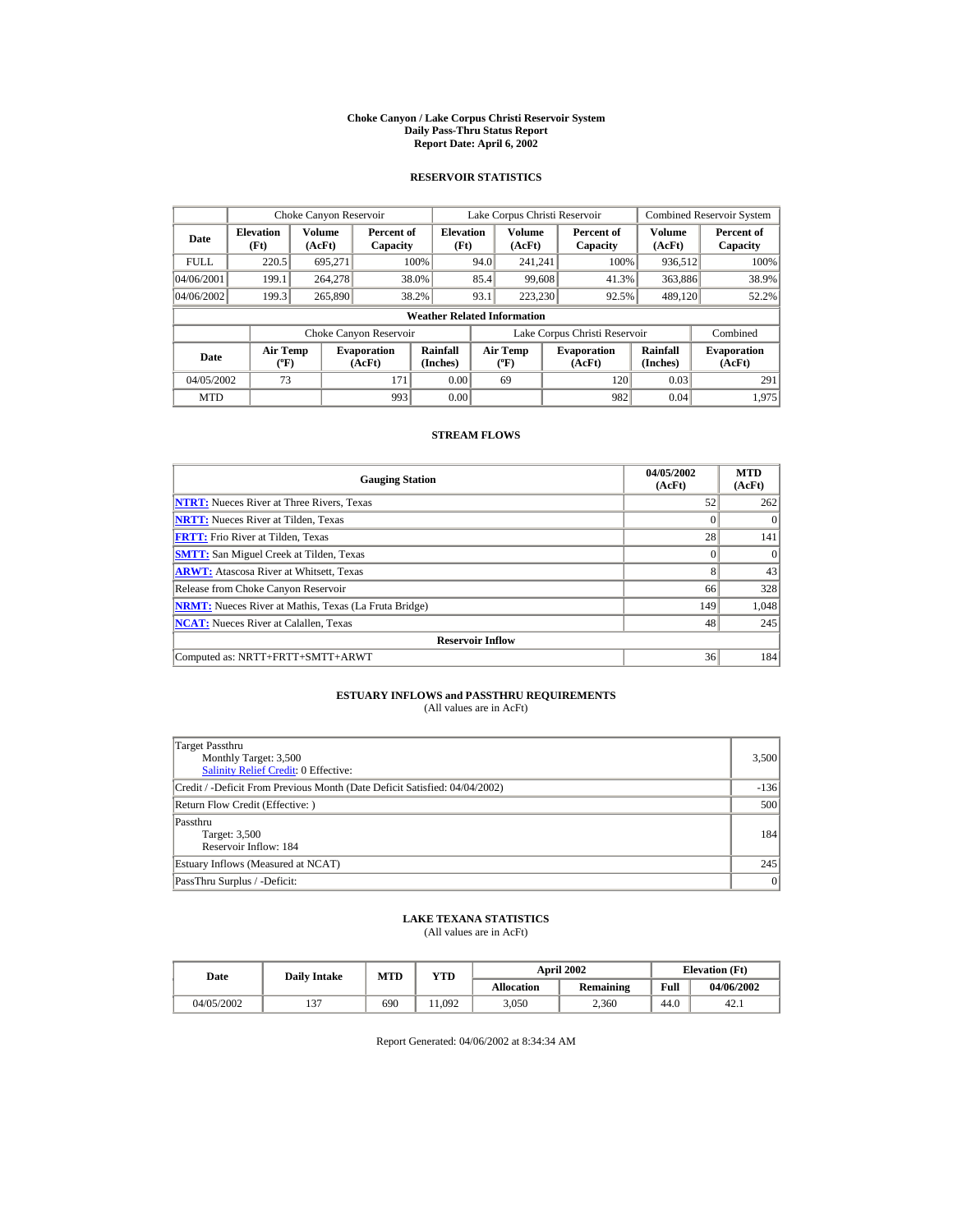# Choke Canyon / Lake Corpus Christi Reservoir System
## Daily Pass-Thru Status Report
### Report Date: April 6, 2002

## RESERVOIR STATISTICS

| Date | Choke Canyon Reservoir | | | Lake Corpus Christi Reservoir | | | Combined Reservoir System | |
|---|---|---|---|---|---|---|---|---|
| | Elevation (Ft) | Volume (AcFt) | Percent of Capacity | Elevation (Ft) | Volume (AcFt) | Percent of Capacity | Volume (AcFt) | Percent of Capacity |
| FULL | 220.5 | 695,271 | 100% | 94.0 | 241,241 | 100% | 936,512 | 100% |
| 04/06/2001 | 199.1 | 264,278 | 38.0% | 85.4 | 99,608 | 41.3% | 363,886 | 38.9% |
| 04/06/2002 | 199.3 | 265,890 | 38.2% | 93.1 | 223,230 | 92.5% | 489,120 | 52.2% |

**Weather Related Information**

| Date | Choke Canyon Reservoir | | | Lake Corpus Christi Reservoir | | | Combined |
|---|---|---|---|---|---|---|---|
| | Air Temp (ºF) | Evaporation (AcFt) | Rainfall (Inches) | Air Temp (ºF) | Evaporation (AcFt) | Rainfall (Inches) | Evaporation (AcFt) |
| 04/05/2002 | 73 | 171 | 0.00 | 69 | 120 | 0.03 | 291 |
| MTD | | 993 | 0.00 | | 982 | 0.04 | 1,975 |

## STREAM FLOWS

| Gauging Station | 04/05/2002 (AcFt) | MTD (AcFt) |
|---|---|---|
| NTRT: Nueces River at Three Rivers, Texas | 52 | 262 |
| NRTT: Nueces River at Tilden, Texas | 0 | 0 |
| FRTT: Frio River at Tilden, Texas | 28 | 141 |
| SMTT: San Miguel Creek at Tilden, Texas | 0 | 0 |
| ARWT: Atascosa River at Whitsett, Texas | 8 | 43 |
| Release from Choke Canyon Reservoir | 66 | 328 |
| NRMT: Nueces River at Mathis, Texas (La Fruta Bridge) | 149 | 1,048 |
| NCAT: Nueces River at Calallen, Texas | 48 | 245 |
| **Reservoir Inflow** | | |
| Computed as: NRTT+FRTT+SMTT+ARWT | 36 | 184 |

## ESTUARY INFLOWS and PASSTHRU REQUIREMENTS
(All values are in AcFt)

| | |
|---|---|
| Target Passthru<br>Monthly Target: 3,500<br>Salinity Relief Credit: 0 Effective: | 3,500 |
| Credit / -Deficit From Previous Month (Date Deficit Satisfied: 04/04/2002) | -136 |
| Return Flow Credit (Effective: ) | 500 |
| Passthru<br>Target: 3,500<br>Reservoir Inflow: 184 | 184 |
| Estuary Inflows (Measured at NCAT) | 245 |
| PassThru Surplus / -Deficit: | 0 |

## LAKE TEXANA STATISTICS
(All values are in AcFt)

| Date | Daily Intake | MTD | YTD | April 2002 | | Elevation (Ft) | |
|---|---|---|---|---|---|---|---|
| | | | | Allocation | Remaining | Full | 04/06/2002 |
| 04/05/2002 | 137 | 690 | 11,092 | 3,050 | 2,360 | 44.0 | 42.1 |

Report Generated: 04/06/2002 at 8:34:34 AM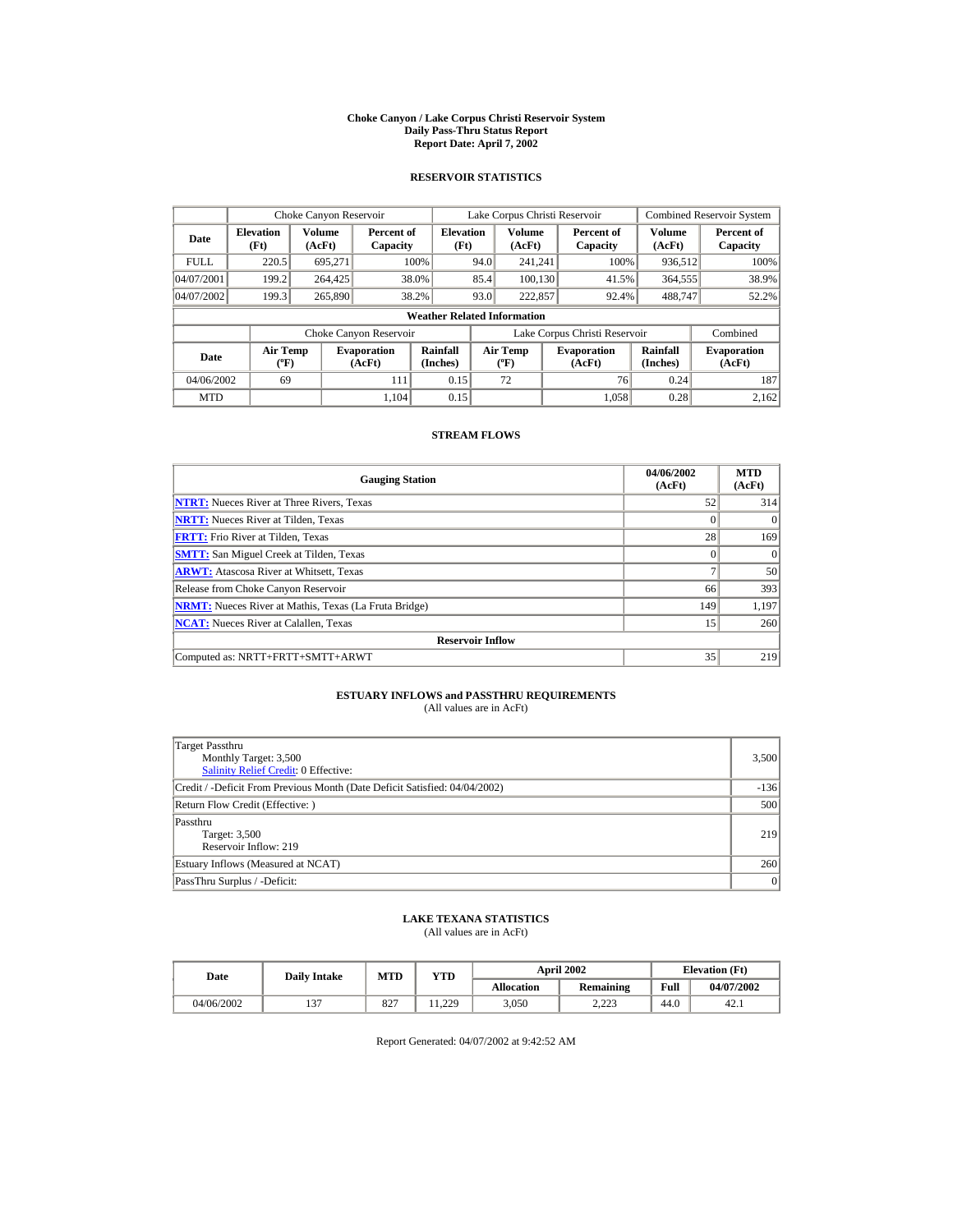# Choke Canyon / Lake Corpus Christi Reservoir System
## Daily Pass-Thru Status Report
### Report Date: April 7, 2002

## RESERVOIR STATISTICS

| Date | Choke Canyon Reservoir | | | Lake Corpus Christi Reservoir | | | Combined Reservoir System | |
|---|---|---|---|---|---|---|---|---|
| | Elevation (Ft) | Volume (AcFt) | Percent of Capacity | Elevation (Ft) | Volume (AcFt) | Percent of Capacity | Volume (AcFt) | Percent of Capacity |
| FULL | 220.5 | 695,271 | 100% | 94.0 | 241,241 | 100% | 936,512 | 100% |
| 04/07/2001 | 199.2 | 264,425 | 38.0% | 85.4 | 100,130 | 41.5% | 364,555 | 38.9% |
| 04/07/2002 | 199.3 | 265,890 | 38.2% | 93.0 | 222,857 | 92.4% | 488,747 | 52.2% |

**Weather Related Information**

| Date | Choke Canyon Reservoir | | | Lake Corpus Christi Reservoir | | | Combined |
|---|---|---|---|---|---|---|---|
| | Air Temp (ºF) | Evaporation (AcFt) | Rainfall (Inches) | Air Temp (ºF) | Evaporation (AcFt) | Rainfall (Inches) | Evaporation (AcFt) |
| 04/06/2002 | 69 | 111 | 0.15 | 72 | 76 | 0.24 | 187 |
| MTD | | 1,104 | 0.15 | | 1,058 | 0.28 | 2,162 |

## STREAM FLOWS

| Gauging Station | 04/06/2002 (AcFt) | MTD (AcFt) |
|---|---|---|
| NTRT: Nueces River at Three Rivers, Texas | 52 | 314 |
| NRTT: Nueces River at Tilden, Texas | 0 | 0 |
| FRTT: Frio River at Tilden, Texas | 28 | 169 |
| SMTT: San Miguel Creek at Tilden, Texas | 0 | 0 |
| ARWT: Atascosa River at Whitsett, Texas | 7 | 50 |
| Release from Choke Canyon Reservoir | 66 | 393 |
| NRMT: Nueces River at Mathis, Texas (La Fruta Bridge) | 149 | 1,197 |
| NCAT: Nueces River at Calallen, Texas | 15 | 260 |
| **Reservoir Inflow** | | |
| Computed as: NRTT+FRTT+SMTT+ARWT | 35 | 219 |

## ESTUARY INFLOWS and PASSTHRU REQUIREMENTS
(All values are in AcFt)

| | |
|---|---|
| Target Passthru<br>Monthly Target: 3,500<br>Salinity Relief Credit: 0 Effective: | 3,500 |
| Credit / -Deficit From Previous Month (Date Deficit Satisfied: 04/04/2002) | -136 |
| Return Flow Credit (Effective: ) | 500 |
| Passthru<br>Target: 3,500<br>Reservoir Inflow: 219 | 219 |
| Estuary Inflows (Measured at NCAT) | 260 |
| PassThru Surplus / -Deficit: | 0 |

## LAKE TEXANA STATISTICS
(All values are in AcFt)

| Date | Daily Intake | MTD | YTD | April 2002 | | Elevation (Ft) | |
|---|---|---|---|---|---|---|---|
| | | | | Allocation | Remaining | Full | 04/07/2002 |
| 04/06/2002 | 137 | 827 | 11,229 | 3,050 | 2,223 | 44.0 | 42.1 |

Report Generated: 04/07/2002 at 9:42:52 AM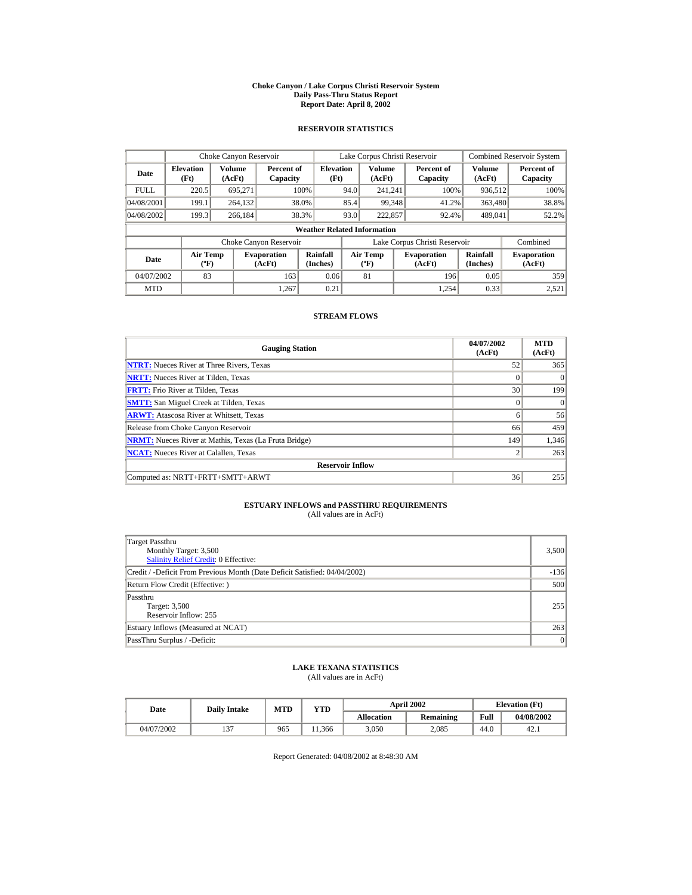# Choke Canyon / Lake Corpus Christi Reservoir System
## Daily Pass-Thru Status Report
### Report Date: April 8, 2002

## RESERVOIR STATISTICS

| Date | Choke Canyon Reservoir | | | Lake Corpus Christi Reservoir | | | Combined Reservoir System | |
|---|---|---|---|---|---|---|---|---|
| | Elevation (Ft) | Volume (AcFt) | Percent of Capacity | Elevation (Ft) | Volume (AcFt) | Percent of Capacity | Volume (AcFt) | Percent of Capacity |
| FULL | 220.5 | 695,271 | 100% | 94.0 | 241,241 | 100% | 936,512 | 100% |
| 04/08/2001 | 199.1 | 264,132 | 38.0% | 85.4 | 99,348 | 41.2% | 363,480 | 38.8% |
| 04/08/2002 | 199.3 | 266,184 | 38.3% | 93.0 | 222,857 | 92.4% | 489,041 | 52.2% |

**Weather Related Information**

| Date | Choke Canyon Reservoir | | | Lake Corpus Christi Reservoir | | | Combined |
|---|---|---|---|---|---|---|---|
| | Air Temp (ºF) | Evaporation (AcFt) | Rainfall (Inches) | Air Temp (ºF) | Evaporation (AcFt) | Rainfall (Inches) | Evaporation (AcFt) |
| 04/07/2002 | 83 | 163 | 0.06 | 81 | 196 | 0.05 | 359 |
| MTD | | 1,267 | 0.21 | | 1,254 | 0.33 | 2,521 |

## STREAM FLOWS

| Gauging Station | 04/07/2002 (AcFt) | MTD (AcFt) |
|---|---|---|
| NTRT: Nueces River at Three Rivers, Texas | 52 | 365 |
| NRTT: Nueces River at Tilden, Texas | 0 | 0 |
| FRTT: Frio River at Tilden, Texas | 30 | 199 |
| SMTT: San Miguel Creek at Tilden, Texas | 0 | 0 |
| ARWT: Atascosa River at Whitsett, Texas | 6 | 56 |
| Release from Choke Canyon Reservoir | 66 | 459 |
| NRMT: Nueces River at Mathis, Texas (La Fruta Bridge) | 149 | 1,346 |
| NCAT: Nueces River at Calallen, Texas | 2 | 263 |
| **Reservoir Inflow** | | |
| Computed as: NRTT+FRTT+SMTT+ARWT | 36 | 255 |

## ESTUARY INFLOWS and PASSTHRU REQUIREMENTS
(All values are in AcFt)

| | |
|---|---|
| Target Passthru<br>Monthly Target: 3,500<br>Salinity Relief Credit: 0 Effective: | 3,500 |
| Credit / -Deficit From Previous Month (Date Deficit Satisfied: 04/04/2002) | -136 |
| Return Flow Credit (Effective: ) | 500 |
| Passthru<br>Target: 3,500<br>Reservoir Inflow: 255 | 255 |
| Estuary Inflows (Measured at NCAT) | 263 |
| PassThru Surplus / -Deficit: | 0 |

## LAKE TEXANA STATISTICS
(All values are in AcFt)

| Date | Daily Intake | MTD | YTD | April 2002 | | Elevation (Ft) | |
|---|---|---|---|---|---|---|---|
| | | | | Allocation | Remaining | Full | 04/08/2002 |
| 04/07/2002 | 137 | 965 | 11,366 | 3,050 | 2,085 | 44.0 | 42.1 |

Report Generated: 04/08/2002 at 8:48:30 AM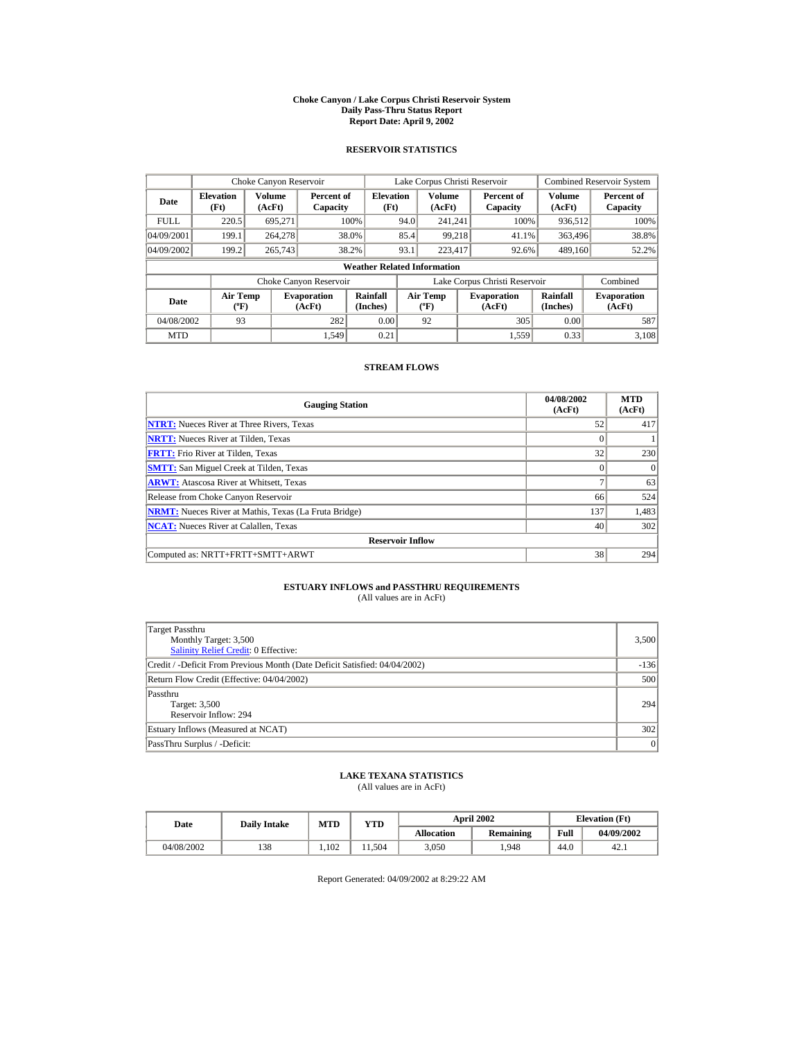# Choke Canyon / Lake Corpus Christi Reservoir System
## Daily Pass-Thru Status Report
## Report Date: April 9, 2002

### RESERVOIR STATISTICS

| Date | Choke Canyon Reservoir | | | Lake Corpus Christi Reservoir | | | Combined Reservoir System | |
|---|---|---|---|---|---|---|---|---|
| | Elevation (Ft) | Volume (AcFt) | Percent of Capacity | Elevation (Ft) | Volume (AcFt) | Percent of Capacity | Volume (AcFt) | Percent of Capacity |
| FULL | 220.5 | 695,271 | 100% | 94.0 | 241,241 | 100% | 936,512 | 100% |
| 04/09/2001 | 199.1 | 264,278 | 38.0% | 85.4 | 99,218 | 41.1% | 363,496 | 38.8% |
| 04/09/2002 | 199.2 | 265,743 | 38.2% | 93.1 | 223,417 | 92.6% | 489,160 | 52.2% |

**Weather Related Information**

| Date | Choke Canyon Reservoir | | | Lake Corpus Christi Reservoir | | | Combined |
|---|---|---|---|---|---|---|---|
| | Air Temp (ºF) | Evaporation (AcFt) | Rainfall (Inches) | Air Temp (ºF) | Evaporation (AcFt) | Rainfall (Inches) | Evaporation (AcFt) |
| 04/08/2002 | 93 | 282 | 0.00 | 92 | 305 | 0.00 | 587 |
| MTD | | 1,549 | 0.21 | | 1,559 | 0.33 | 3,108 |

### STREAM FLOWS

| Gauging Station | 04/08/2002 (AcFt) | MTD (AcFt) |
|---|---|---|
| NTRT: Nueces River at Three Rivers, Texas | 52 | 417 |
| NRTT: Nueces River at Tilden, Texas | 0 | 1 |
| FRTT: Frio River at Tilden, Texas | 32 | 230 |
| SMTT: San Miguel Creek at Tilden, Texas | 0 | 0 |
| ARWT: Atascosa River at Whitsett, Texas | 7 | 63 |
| Release from Choke Canyon Reservoir | 66 | 524 |
| NRMT: Nueces River at Mathis, Texas (La Fruta Bridge) | 137 | 1,483 |
| NCAT: Nueces River at Calallen, Texas | 40 | 302 |
| **Reservoir Inflow** | | |
| Computed as: NRTT+FRTT+SMTT+ARWT | 38 | 294 |

### ESTUARY INFLOWS and PASSTHRU REQUIREMENTS
(All values are in AcFt)

| | |
|---|---|
| Target Passthru<br>Monthly Target: 3,500<br>Salinity Relief Credit: 0 Effective: | 3,500 |
| Credit / -Deficit From Previous Month (Date Deficit Satisfied: 04/04/2002) | -136 |
| Return Flow Credit (Effective: 04/04/2002) | 500 |
| Passthru<br>Target: 3,500<br>Reservoir Inflow: 294 | 294 |
| Estuary Inflows (Measured at NCAT) | 302 |
| PassThru Surplus / -Deficit: | 0 |

### LAKE TEXANA STATISTICS
(All values are in AcFt)

| Date | Daily Intake | MTD | YTD | April 2002 | | Elevation (Ft) | |
|---|---|---|---|---|---|---|---|
| | | | | Allocation | Remaining | Full | 04/09/2002 |
| 04/08/2002 | 138 | 1,102 | 11,504 | 3,050 | 1,948 | 44.0 | 42.1 |

Report Generated: 04/09/2002 at 8:29:22 AM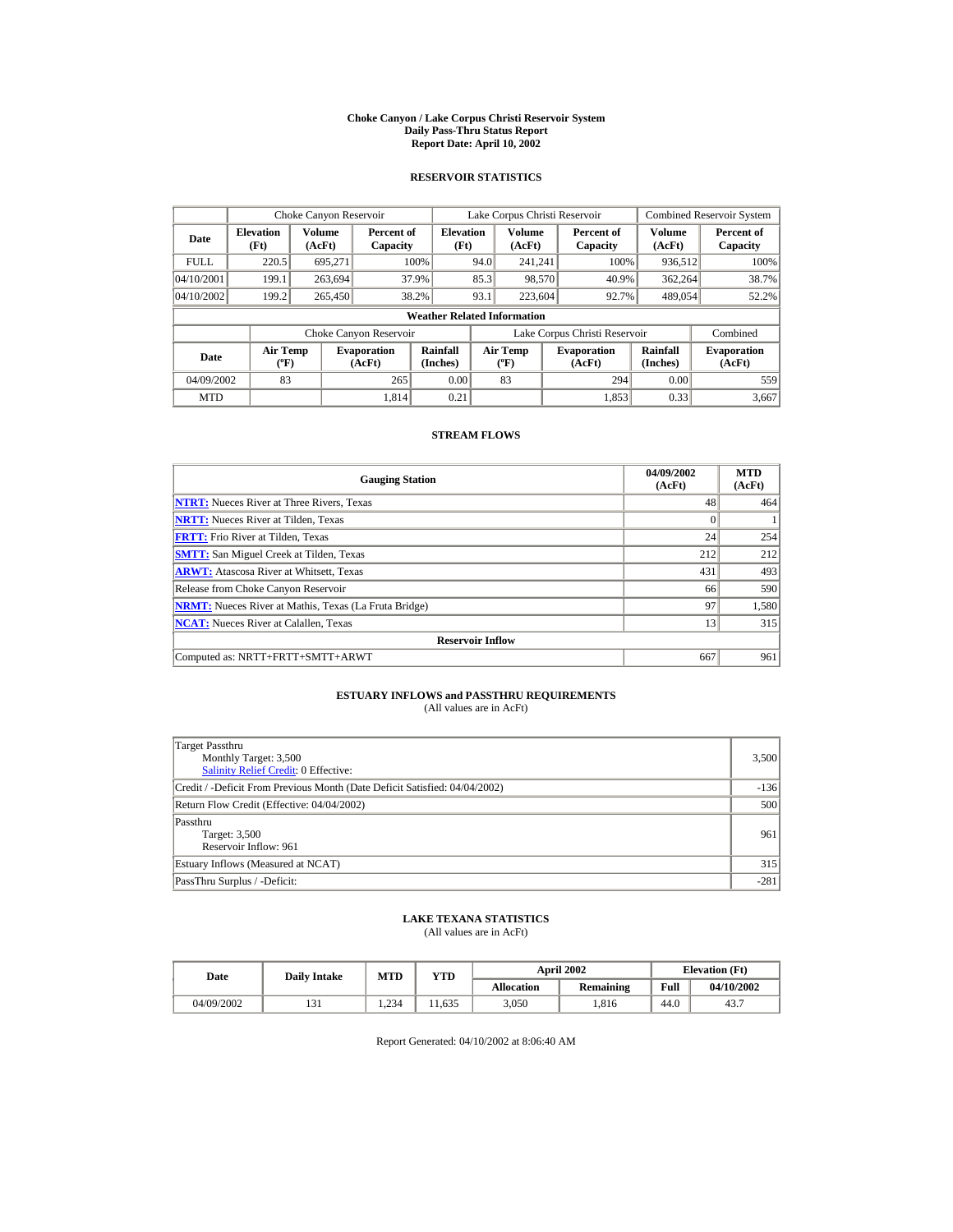# Choke Canyon / Lake Corpus Christi Reservoir System
## Daily Pass-Thru Status Report
## Report Date: April 10, 2002

### RESERVOIR STATISTICS

| Date | Choke Canyon Reservoir | | | Lake Corpus Christi Reservoir | | | Combined Reservoir System | |
|---|---|---|---|---|---|---|---|---|
| | Elevation (Ft) | Volume (AcFt) | Percent of Capacity | Elevation (Ft) | Volume (AcFt) | Percent of Capacity | Volume (AcFt) | Percent of Capacity |
| FULL | 220.5 | 695,271 | 100% | 94.0 | 241,241 | 100% | 936,512 | 100% |
| 04/10/2001 | 199.1 | 263,694 | 37.9% | 85.3 | 98,570 | 40.9% | 362,264 | 38.7% |
| 04/10/2002 | 199.2 | 265,450 | 38.2% | 93.1 | 223,604 | 92.7% | 489,054 | 52.2% |

**Weather Related Information**

| Date | Choke Canyon Reservoir | | | Lake Corpus Christi Reservoir | | | Combined |
|---|---|---|---|---|---|---|---|
| | Air Temp (ºF) | Evaporation (AcFt) | Rainfall (Inches) | Air Temp (ºF) | Evaporation (AcFt) | Rainfall (Inches) | Evaporation (AcFt) |
| 04/09/2002 | 83 | 265 | 0.00 | 83 | 294 | 0.00 | 559 |
| MTD | | 1,814 | 0.21 | | 1,853 | 0.33 | 3,667 |

### STREAM FLOWS

| Gauging Station | 04/09/2002 (AcFt) | MTD (AcFt) |
|---|---|---|
| NTRT: Nueces River at Three Rivers, Texas | 48 | 464 |
| NRTT: Nueces River at Tilden, Texas | 0 | 1 |
| FRTT: Frio River at Tilden, Texas | 24 | 254 |
| SMTT: San Miguel Creek at Tilden, Texas | 212 | 212 |
| ARWT: Atascosa River at Whitsett, Texas | 431 | 493 |
| Release from Choke Canyon Reservoir | 66 | 590 |
| NRMT: Nueces River at Mathis, Texas (La Fruta Bridge) | 97 | 1,580 |
| NCAT: Nueces River at Calallen, Texas | 13 | 315 |
| **Reservoir Inflow** | | |
| Computed as: NRTT+FRTT+SMTT+ARWT | 667 | 961 |

### ESTUARY INFLOWS and PASSTHRU REQUIREMENTS
(All values are in AcFt)

| | |
|---|---|
| Target Passthru<br>Monthly Target: 3,500<br>Salinity Relief Credit: 0 Effective: | 3,500 |
| Credit / -Deficit From Previous Month (Date Deficit Satisfied: 04/04/2002) | -136 |
| Return Flow Credit (Effective: 04/04/2002) | 500 |
| Passthru<br>Target: 3,500<br>Reservoir Inflow: 961 | 961 |
| Estuary Inflows (Measured at NCAT) | 315 |
| PassThru Surplus / -Deficit: | -281 |

### LAKE TEXANA STATISTICS
(All values are in AcFt)

| Date | Daily Intake | MTD | YTD | April 2002 | | Elevation (Ft) | |
|---|---|---|---|---|---|---|---|
| | | | | Allocation | Remaining | Full | 04/10/2002 |
| 04/09/2002 | 131 | 1,234 | 11,635 | 3,050 | 1,816 | 44.0 | 43.7 |

Report Generated: 04/10/2002 at 8:06:40 AM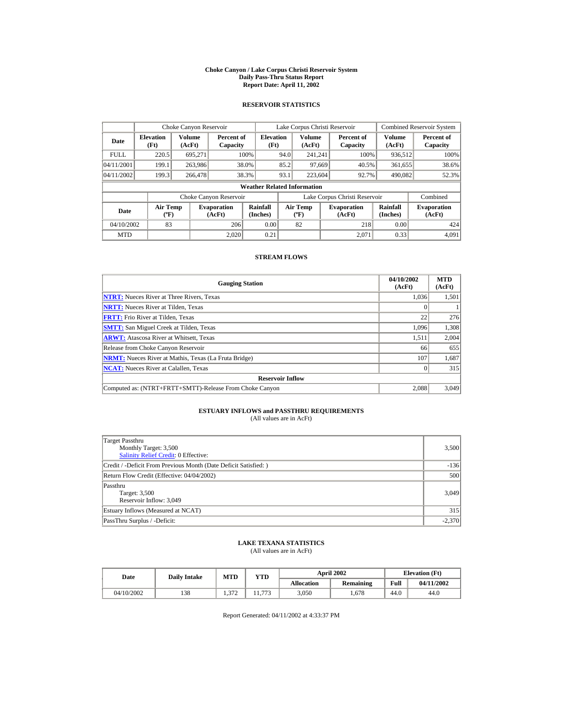# Choke Canyon / Lake Corpus Christi Reservoir System
## Daily Pass-Thru Status Report
### Report Date: April 11, 2002

## RESERVOIR STATISTICS

| Date | Choke Canyon Reservoir | | | Lake Corpus Christi Reservoir | | | Combined Reservoir System | |
|---|---|---|---|---|---|---|---|---|
| | Elevation (Ft) | Volume (AcFt) | Percent of Capacity | Elevation (Ft) | Volume (AcFt) | Percent of Capacity | Volume (AcFt) | Percent of Capacity |
| FULL | 220.5 | 695,271 | 100% | 94.0 | 241,241 | 100% | 936,512 | 100% |
| 04/11/2001 | 199.1 | 263,986 | 38.0% | 85.2 | 97,669 | 40.5% | 361,655 | 38.6% |
| 04/11/2002 | 199.3 | 266,478 | 38.3% | 93.1 | 223,604 | 92.7% | 490,082 | 52.3% |

**Weather Related Information**

| Date | Choke Canyon Reservoir | | | Lake Corpus Christi Reservoir | | | Combined |
|---|---|---|---|---|---|---|---|
| | Air Temp (ºF) | Evaporation (AcFt) | Rainfall (Inches) | Air Temp (ºF) | Evaporation (AcFt) | Rainfall (Inches) | Evaporation (AcFt) |
| 04/10/2002 | 83 | 206 | 0.00 | 82 | 218 | 0.00 | 424 |
| MTD | | 2,020 | 0.21 | | 2,071 | 0.33 | 4,091 |

## STREAM FLOWS

| Gauging Station | 04/10/2002 (AcFt) | MTD (AcFt) |
|---|---|---|
| NTRT: Nueces River at Three Rivers, Texas | 1,036 | 1,501 |
| NRTT: Nueces River at Tilden, Texas | 0 | 1 |
| FRTT: Frio River at Tilden, Texas | 22 | 276 |
| SMTT: San Miguel Creek at Tilden, Texas | 1,096 | 1,308 |
| ARWT: Atascosa River at Whitsett, Texas | 1,511 | 2,004 |
| Release from Choke Canyon Reservoir | 66 | 655 |
| NRMT: Nueces River at Mathis, Texas (La Fruta Bridge) | 107 | 1,687 |
| NCAT: Nueces River at Calallen, Texas | 0 | 315 |
| **Reservoir Inflow** | | |
| Computed as: (NTRT+FRTT+SMTT)-Release From Choke Canyon | 2,088 | 3,049 |

## ESTUARY INFLOWS and PASSTHRU REQUIREMENTS
(All values are in AcFt)

| | |
|---|---|
| Target Passthru<br>Monthly Target: 3,500<br>Salinity Relief Credit: 0 Effective: | 3,500 |
| Credit / -Deficit From Previous Month (Date Deficit Satisfied: ) | -136 |
| Return Flow Credit (Effective: 04/04/2002) | 500 |
| Passthru<br>Target: 3,500<br>Reservoir Inflow: 3,049 | 3,049 |
| Estuary Inflows (Measured at NCAT) | 315 |
| PassThru Surplus / -Deficit: | -2,370 |

## LAKE TEXANA STATISTICS
(All values are in AcFt)

| Date | Daily Intake | MTD | YTD | April 2002 | | Elevation (Ft) | |
|---|---|---|---|---|---|---|---|
| | | | | Allocation | Remaining | Full | 04/11/2002 |
| 04/10/2002 | 138 | 1,372 | 11,773 | 3,050 | 1,678 | 44.0 | 44.0 |

Report Generated: 04/11/2002 at 4:33:37 PM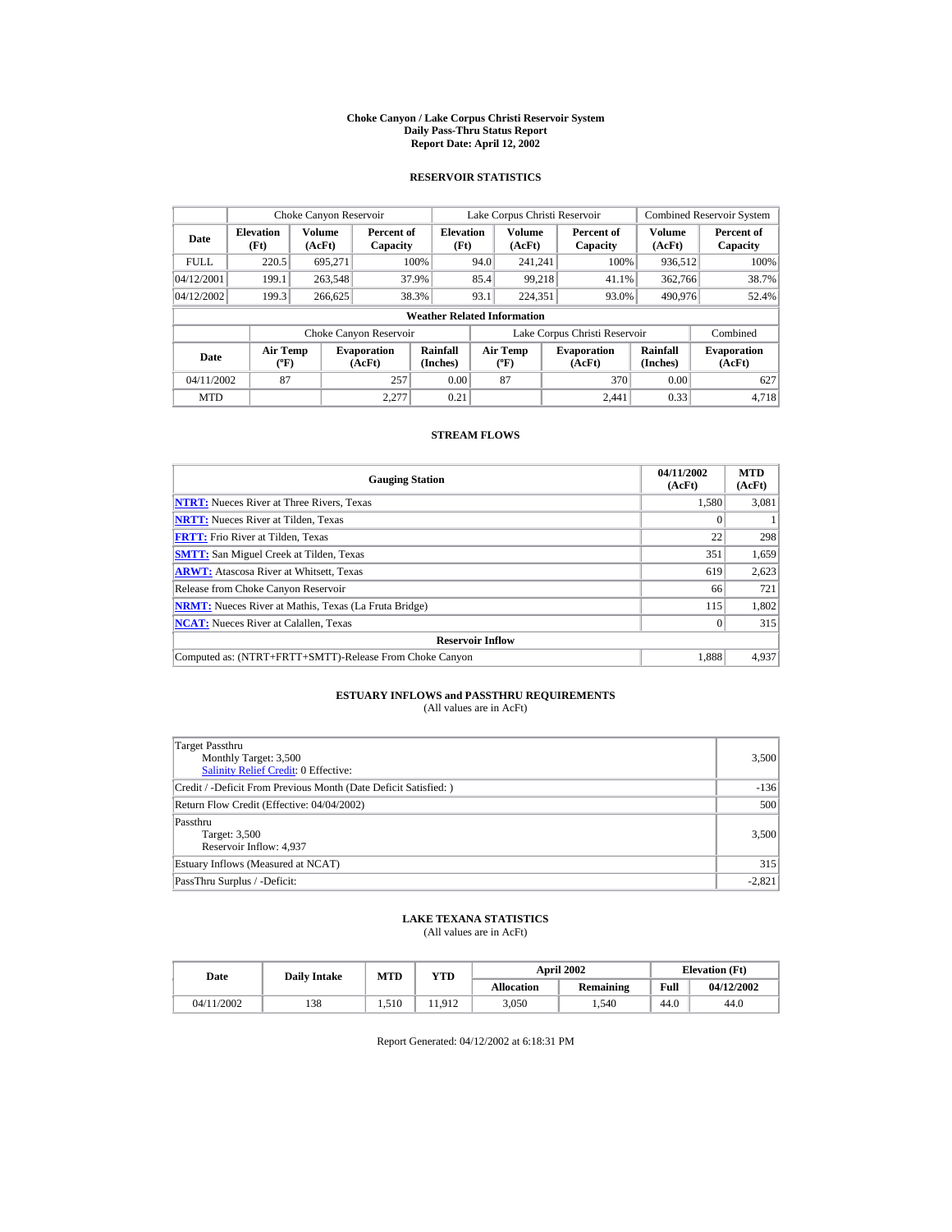# Choke Canyon / Lake Corpus Christi Reservoir System
## Daily Pass-Thru Status Report
## Report Date: April 12, 2002

### RESERVOIR STATISTICS

| | Choke Canyon Reservoir | | | Lake Corpus Christi Reservoir | | | Combined Reservoir System | |
|---|---|---|---|---|---|---|---|---|
| **Date** | **Elevation (Ft)** | **Volume (AcFt)** | **Percent of Capacity** | **Elevation (Ft)** | **Volume (AcFt)** | **Percent of Capacity** | **Volume (AcFt)** | **Percent of Capacity** |
| FULL | 220.5 | 695,271 | 100% | 94.0 | 241,241 | 100% | 936,512 | 100% |
| 04/12/2001 | 199.1 | 263,548 | 37.9% | 85.4 | 99,218 | 41.1% | 362,766 | 38.7% |
| 04/12/2002 | 199.3 | 266,625 | 38.3% | 93.1 | 224,351 | 93.0% | 490,976 | 52.4% |

**Weather Related Information**

| | Choke Canyon Reservoir | | | Lake Corpus Christi Reservoir | | | Combined |
|---|---|---|---|---|---|---|---|
| **Date** | **Air Temp (ºF)** | **Evaporation (AcFt)** | **Rainfall (Inches)** | **Air Temp (ºF)** | **Evaporation (AcFt)** | **Rainfall (Inches)** | **Evaporation (AcFt)** |
| 04/11/2002 | 87 | 257 | 0.00 | 87 | 370 | 0.00 | 627 |
| MTD | | 2,277 | 0.21 | | 2,441 | 0.33 | 4,718 |

### STREAM FLOWS

| Gauging Station | 04/11/2002 (AcFt) | MTD (AcFt) |
|---|---|---|
| NTRT: Nueces River at Three Rivers, Texas | 1,580 | 3,081 |
| NRTT: Nueces River at Tilden, Texas | 0 | 1 |
| FRTT: Frio River at Tilden, Texas | 22 | 298 |
| SMTT: San Miguel Creek at Tilden, Texas | 351 | 1,659 |
| ARWT: Atascosa River at Whitsett, Texas | 619 | 2,623 |
| Release from Choke Canyon Reservoir | 66 | 721 |
| NRMT: Nueces River at Mathis, Texas (La Fruta Bridge) | 115 | 1,802 |
| NCAT: Nueces River at Calallen, Texas | 0 | 315 |
| **Reservoir Inflow** | | |
| Computed as: (NTRT+FRTT+SMTT)-Release From Choke Canyon | 1,888 | 4,937 |

### ESTUARY INFLOWS and PASSTHRU REQUIREMENTS
(All values are in AcFt)

| | |
|---|---|
| Target Passthru<br>Monthly Target: 3,500<br>Salinity Relief Credit: 0 Effective: | 3,500 |
| Credit / -Deficit From Previous Month (Date Deficit Satisfied: ) | -136 |
| Return Flow Credit (Effective: 04/04/2002) | 500 |
| Passthru<br>Target: 3,500<br>Reservoir Inflow: 4,937 | 3,500 |
| Estuary Inflows (Measured at NCAT) | 315 |
| PassThru Surplus / -Deficit: | -2,821 |

### LAKE TEXANA STATISTICS
(All values are in AcFt)

| Date | Daily Intake | MTD | YTD | April 2002 | | Elevation (Ft) | |
|---|---|---|---|---|---|---|---|
| | | | | **Allocation** | **Remaining** | **Full** | **04/12/2002** |
| 04/11/2002 | 138 | 1,510 | 11,912 | 3,050 | 1,540 | 44.0 | 44.0 |

Report Generated: 04/12/2002 at 6:18:31 PM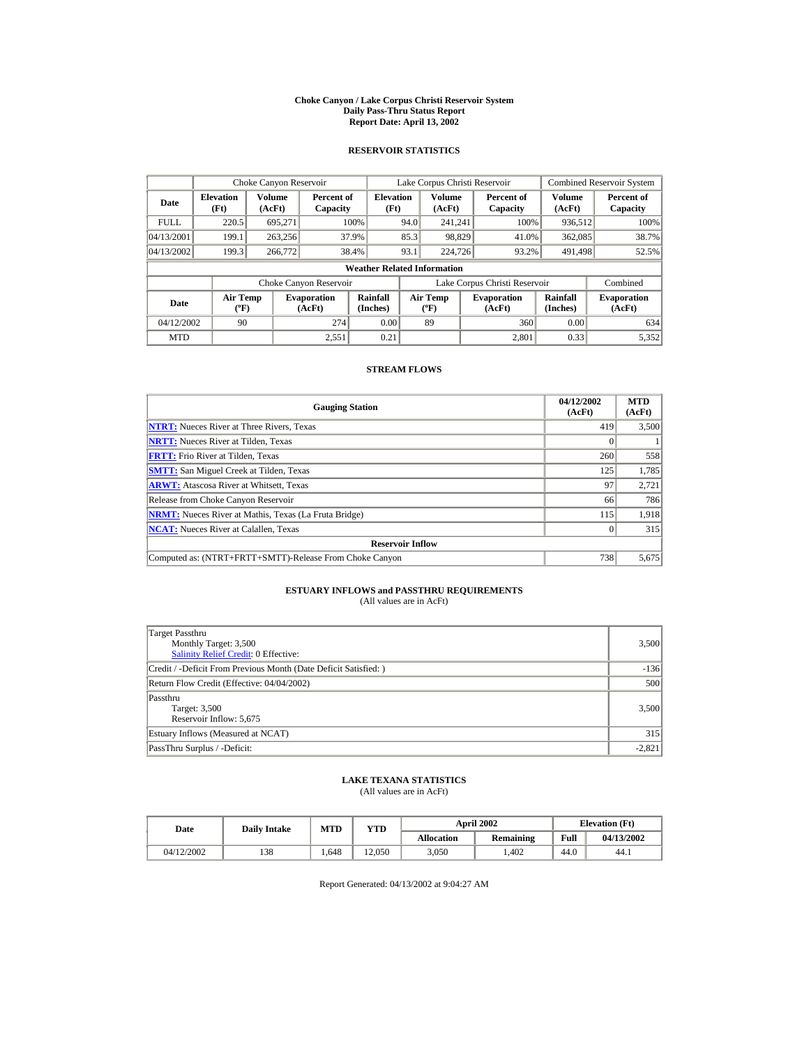# Choke Canyon / Lake Corpus Christi Reservoir System
## Daily Pass-Thru Status Report
## Report Date: April 13, 2002

### RESERVOIR STATISTICS

| | Choke Canyon Reservoir | | | Lake Corpus Christi Reservoir | | | Combined Reservoir System | |
|---|---|---|---|---|---|---|---|---|
| **Date** | **Elevation (Ft)** | **Volume (AcFt)** | **Percent of Capacity** | **Elevation (Ft)** | **Volume (AcFt)** | **Percent of Capacity** | **Volume (AcFt)** | **Percent of Capacity** |
| FULL | 220.5 | 695,271 | 100% | 94.0 | 241,241 | 100% | 936,512 | 100% |
| 04/13/2001 | 199.1 | 263,256 | 37.9% | 85.3 | 98,829 | 41.0% | 362,085 | 38.7% |
| 04/13/2002 | 199.3 | 266,772 | 38.4% | 93.1 | 224,726 | 93.2% | 491,498 | 52.5% |

**Weather Related Information**

| | Choke Canyon Reservoir | | | Lake Corpus Christi Reservoir | | | Combined |
|---|---|---|---|---|---|---|---|
| **Date** | **Air Temp (ºF)** | **Evaporation (AcFt)** | **Rainfall (Inches)** | **Air Temp (ºF)** | **Evaporation (AcFt)** | **Rainfall (Inches)** | **Evaporation (AcFt)** |
| 04/12/2002 | 90 | 274 | 0.00 | 89 | 360 | 0.00 | 634 |
| MTD | | 2,551 | 0.21 | | 2,801 | 0.33 | 5,352 |

### STREAM FLOWS

| Gauging Station | 04/12/2002 (AcFt) | MTD (AcFt) |
|---|---|---|
| NTRT: Nueces River at Three Rivers, Texas | 419 | 3,500 |
| NRTT: Nueces River at Tilden, Texas | 0 | 1 |
| FRTT: Frio River at Tilden, Texas | 260 | 558 |
| SMTT: San Miguel Creek at Tilden, Texas | 125 | 1,785 |
| ARWT: Atascosa River at Whitsett, Texas | 97 | 2,721 |
| Release from Choke Canyon Reservoir | 66 | 786 |
| NRMT: Nueces River at Mathis, Texas (La Fruta Bridge) | 115 | 1,918 |
| NCAT: Nueces River at Calallen, Texas | 0 | 315 |
| **Reservoir Inflow** | | |
| Computed as: (NTRT+FRTT+SMTT)-Release From Choke Canyon | 738 | 5,675 |

### ESTUARY INFLOWS and PASSTHRU REQUIREMENTS
(All values are in AcFt)

| | |
|---|---|
| Target Passthru<br>Monthly Target: 3,500<br>Salinity Relief Credit: 0 Effective: | 3,500 |
| Credit / -Deficit From Previous Month (Date Deficit Satisfied: ) | -136 |
| Return Flow Credit (Effective: 04/04/2002) | 500 |
| Passthru<br>Target: 3,500<br>Reservoir Inflow: 5,675 | 3,500 |
| Estuary Inflows (Measured at NCAT) | 315 |
| PassThru Surplus / -Deficit: | -2,821 |

### LAKE TEXANA STATISTICS
(All values are in AcFt)

| Date | Daily Intake | MTD | YTD | April 2002 | | Elevation (Ft) | |
|---|---|---|---|---|---|---|---|
| | | | | **Allocation** | **Remaining** | **Full** | **04/13/2002** |
| 04/12/2002 | 138 | 1,648 | 12,050 | 3,050 | 1,402 | 44.0 | 44.1 |

Report Generated: 04/13/2002 at 9:04:27 AM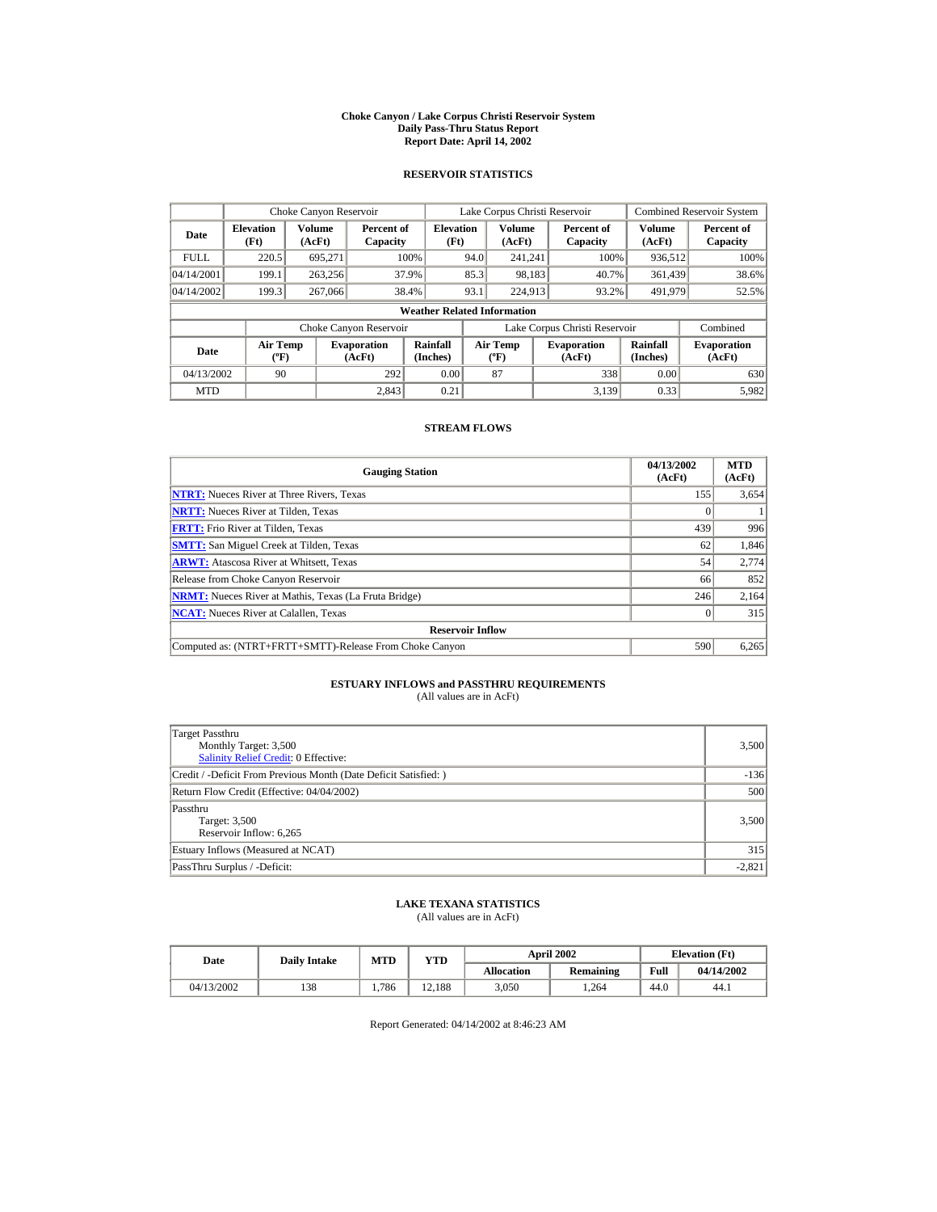# Choke Canyon / Lake Corpus Christi Reservoir System
## Daily Pass-Thru Status Report
### Report Date: April 14, 2002

## RESERVOIR STATISTICS

| | Choke Canyon Reservoir | | | Lake Corpus Christi Reservoir | | | Combined Reservoir System | |
|---|---|---|---|---|---|---|---|---|
| **Date** | **Elevation (Ft)** | **Volume (AcFt)** | **Percent of Capacity** | **Elevation (Ft)** | **Volume (AcFt)** | **Percent of Capacity** | **Volume (AcFt)** | **Percent of Capacity** |
| FULL | 220.5 | 695,271 | 100% | 94.0 | 241,241 | 100% | 936,512 | 100% |
| 04/14/2001 | 199.1 | 263,256 | 37.9% | 85.3 | 98,183 | 40.7% | 361,439 | 38.6% |
| 04/14/2002 | 199.3 | 267,066 | 38.4% | 93.1 | 224,913 | 93.2% | 491,979 | 52.5% |

**Weather Related Information**

| | Choke Canyon Reservoir | | | Lake Corpus Christi Reservoir | | | Combined |
|---|---|---|---|---|---|---|---|
| **Date** | **Air Temp (ºF)** | **Evaporation (AcFt)** | **Rainfall (Inches)** | **Air Temp (ºF)** | **Evaporation (AcFt)** | **Rainfall (Inches)** | **Evaporation (AcFt)** |
| 04/13/2002 | 90 | 292 | 0.00 | 87 | 338 | 0.00 | 630 |
| MTD | | 2,843 | 0.21 | | 3,139 | 0.33 | 5,982 |

## STREAM FLOWS

| Gauging Station | 04/13/2002 (AcFt) | MTD (AcFt) |
|---|---|---|
| **NTRT:** Nueces River at Three Rivers, Texas | 155 | 3,654 |
| **NRTT:** Nueces River at Tilden, Texas | 0 | 1 |
| **FRTT:** Frio River at Tilden, Texas | 439 | 996 |
| **SMTT:** San Miguel Creek at Tilden, Texas | 62 | 1,846 |
| **ARWT:** Atascosa River at Whitsett, Texas | 54 | 2,774 |
| Release from Choke Canyon Reservoir | 66 | 852 |
| **NRMT:** Nueces River at Mathis, Texas (La Fruta Bridge) | 246 | 2,164 |
| **NCAT:** Nueces River at Calallen, Texas | 0 | 315 |
| **Reservoir Inflow** | | |
| Computed as: (NTRT+FRTT+SMTT)-Release From Choke Canyon | 590 | 6,265 |

## ESTUARY INFLOWS and PASSTHRU REQUIREMENTS
(All values are in AcFt)

| | |
|---|---|
| Target Passthru<br>Monthly Target: 3,500<br>Salinity Relief Credit: 0 Effective: | 3,500 |
| Credit / -Deficit From Previous Month (Date Deficit Satisfied: ) | -136 |
| Return Flow Credit (Effective: 04/04/2002) | 500 |
| Passthru<br>Target: 3,500<br>Reservoir Inflow: 6,265 | 3,500 |
| Estuary Inflows (Measured at NCAT) | 315 |
| PassThru Surplus / -Deficit: | -2,821 |

## LAKE TEXANA STATISTICS
(All values are in AcFt)

| Date | Daily Intake | MTD | YTD | April 2002 | | Elevation (Ft) | |
|---|---|---|---|---|---|---|---|
| | | | | **Allocation** | **Remaining** | **Full** | **04/14/2002** |
| 04/13/2002 | 138 | 1,786 | 12,188 | 3,050 | 1,264 | 44.0 | 44.1 |

Report Generated: 04/14/2002 at 8:46:23 AM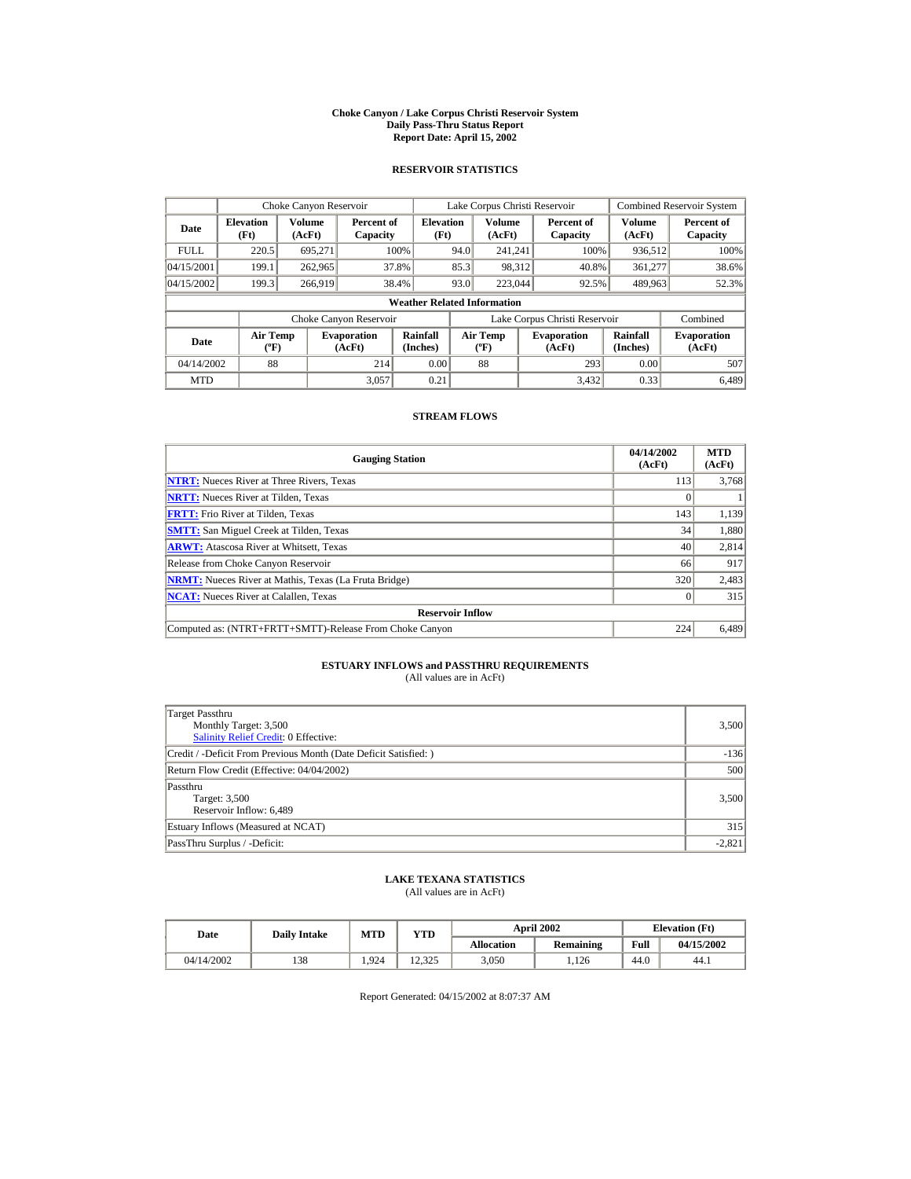# Choke Canyon / Lake Corpus Christi Reservoir System
## Daily Pass-Thru Status Report
## Report Date: April 15, 2002

### RESERVOIR STATISTICS

| | Choke Canyon Reservoir | | | Lake Corpus Christi Reservoir | | | Combined Reservoir System | |
|---|---|---|---|---|---|---|---|---|
| **Date** | **Elevation (Ft)** | **Volume (AcFt)** | **Percent of Capacity** | **Elevation (Ft)** | **Volume (AcFt)** | **Percent of Capacity** | **Volume (AcFt)** | **Percent of Capacity** |
| FULL | 220.5 | 695,271 | 100% | 94.0 | 241,241 | 100% | 936,512 | 100% |
| 04/15/2001 | 199.1 | 262,965 | 37.8% | 85.3 | 98,312 | 40.8% | 361,277 | 38.6% |
| 04/15/2002 | 199.3 | 266,919 | 38.4% | 93.0 | 223,044 | 92.5% | 489,963 | 52.3% |

**Weather Related Information**

| | Choke Canyon Reservoir | | | Lake Corpus Christi Reservoir | | | Combined |
|---|---|---|---|---|---|---|---|
| **Date** | **Air Temp (ºF)** | **Evaporation (AcFt)** | **Rainfall (Inches)** | **Air Temp (ºF)** | **Evaporation (AcFt)** | **Rainfall (Inches)** | **Evaporation (AcFt)** |
| 04/14/2002 | 88 | 214 | 0.00 | 88 | 293 | 0.00 | 507 |
| MTD | | 3,057 | 0.21 | | 3,432 | 0.33 | 6,489 |

### STREAM FLOWS

| Gauging Station | 04/14/2002 (AcFt) | MTD (AcFt) |
|---|---|---|
| **NTRT:** Nueces River at Three Rivers, Texas | 113 | 3,768 |
| **NRTT:** Nueces River at Tilden, Texas | 0 | 1 |
| **FRTT:** Frio River at Tilden, Texas | 143 | 1,139 |
| **SMTT:** San Miguel Creek at Tilden, Texas | 34 | 1,880 |
| **ARWT:** Atascosa River at Whitsett, Texas | 40 | 2,814 |
| Release from Choke Canyon Reservoir | 66 | 917 |
| **NRMT:** Nueces River at Mathis, Texas (La Fruta Bridge) | 320 | 2,483 |
| **NCAT:** Nueces River at Calallen, Texas | 0 | 315 |
| **Reservoir Inflow** | | |
| Computed as: (NTRT+FRTT+SMTT)-Release From Choke Canyon | 224 | 6,489 |

### ESTUARY INFLOWS and PASSTHRU REQUIREMENTS
(All values are in AcFt)

| | |
|---|---|
| Target Passthru<br>Monthly Target: 3,500<br>Salinity Relief Credit: 0 Effective: | 3,500 |
| Credit / -Deficit From Previous Month (Date Deficit Satisfied: ) | -136 |
| Return Flow Credit (Effective: 04/04/2002) | 500 |
| Passthru<br>Target: 3,500<br>Reservoir Inflow: 6,489 | 3,500 |
| Estuary Inflows (Measured at NCAT) | 315 |
| PassThru Surplus / -Deficit: | -2,821 |

### LAKE TEXANA STATISTICS
(All values are in AcFt)

| Date | Daily Intake | MTD | YTD | April 2002 | | Elevation (Ft) | |
|---|---|---|---|---|---|---|---|
| | | | | **Allocation** | **Remaining** | **Full** | **04/15/2002** |
| 04/14/2002 | 138 | 1,924 | 12,325 | 3,050 | 1,126 | 44.0 | 44.1 |

Report Generated: 04/15/2002 at 8:07:37 AM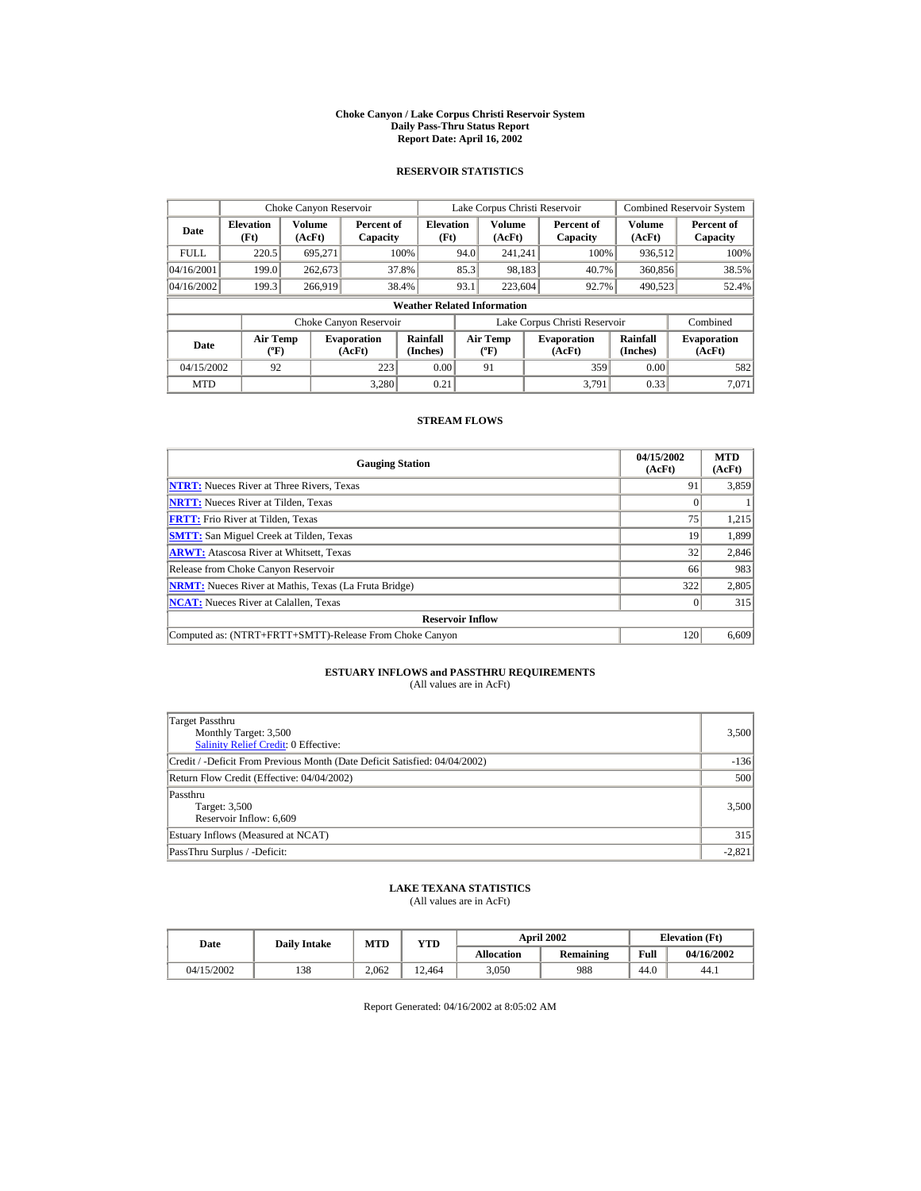# Choke Canyon / Lake Corpus Christi Reservoir System
## Daily Pass-Thru Status Report
## Report Date: April 16, 2002

### RESERVOIR STATISTICS

| | Choke Canyon Reservoir | | | Lake Corpus Christi Reservoir | | | Combined Reservoir System | |
|---|---|---|---|---|---|---|---|---|
| **Date** | **Elevation (Ft)** | **Volume (AcFt)** | **Percent of Capacity** | **Elevation (Ft)** | **Volume (AcFt)** | **Percent of Capacity** | **Volume (AcFt)** | **Percent of Capacity** |
| FULL | 220.5 | 695,271 | 100% | 94.0 | 241,241 | 100% | 936,512 | 100% |
| 04/16/2001 | 199.0 | 262,673 | 37.8% | 85.3 | 98,183 | 40.7% | 360,856 | 38.5% |
| 04/16/2002 | 199.3 | 266,919 | 38.4% | 93.1 | 223,604 | 92.7% | 490,523 | 52.4% |

**Weather Related Information**

| | Choke Canyon Reservoir | | | Lake Corpus Christi Reservoir | | | Combined |
|---|---|---|---|---|---|---|---|
| **Date** | **Air Temp (ºF)** | **Evaporation (AcFt)** | **Rainfall (Inches)** | **Air Temp (ºF)** | **Evaporation (AcFt)** | **Rainfall (Inches)** | **Evaporation (AcFt)** |
| 04/15/2002 | 92 | 223 | 0.00 | 91 | 359 | 0.00 | 582 |
| MTD | | 3,280 | 0.21 | | 3,791 | 0.33 | 7,071 |

### STREAM FLOWS

| Gauging Station | 04/15/2002 (AcFt) | MTD (AcFt) |
|---|---|---|
| **NTRT:** Nueces River at Three Rivers, Texas | 91 | 3,859 |
| **NRTT:** Nueces River at Tilden, Texas | 0 | 1 |
| **FRTT:** Frio River at Tilden, Texas | 75 | 1,215 |
| **SMTT:** San Miguel Creek at Tilden, Texas | 19 | 1,899 |
| **ARWT:** Atascosa River at Whitsett, Texas | 32 | 2,846 |
| Release from Choke Canyon Reservoir | 66 | 983 |
| **NRMT:** Nueces River at Mathis, Texas (La Fruta Bridge) | 322 | 2,805 |
| **NCAT:** Nueces River at Calallen, Texas | 0 | 315 |
| **Reservoir Inflow** | | |
| Computed as: (NTRT+FRTT+SMTT)-Release From Choke Canyon | 120 | 6,609 |

### ESTUARY INFLOWS and PASSTHRU REQUIREMENTS
(All values are in AcFt)

| | |
|---|---|
| Target Passthru<br>Monthly Target: 3,500<br>Salinity Relief Credit: 0 Effective: | 3,500 |
| Credit / -Deficit From Previous Month (Date Deficit Satisfied: 04/04/2002) | -136 |
| Return Flow Credit (Effective: 04/04/2002) | 500 |
| Passthru<br>Target: 3,500<br>Reservoir Inflow: 6,609 | 3,500 |
| Estuary Inflows (Measured at NCAT) | 315 |
| PassThru Surplus / -Deficit: | -2,821 |

### LAKE TEXANA STATISTICS
(All values are in AcFt)

| Date | Daily Intake | MTD | YTD | April 2002 | | Elevation (Ft) | |
|---|---|---|---|---|---|---|---|
| | | | | **Allocation** | **Remaining** | **Full** | **04/16/2002** |
| 04/15/2002 | 138 | 2,062 | 12,464 | 3,050 | 988 | 44.0 | 44.1 |

Report Generated: 04/16/2002 at 8:05:02 AM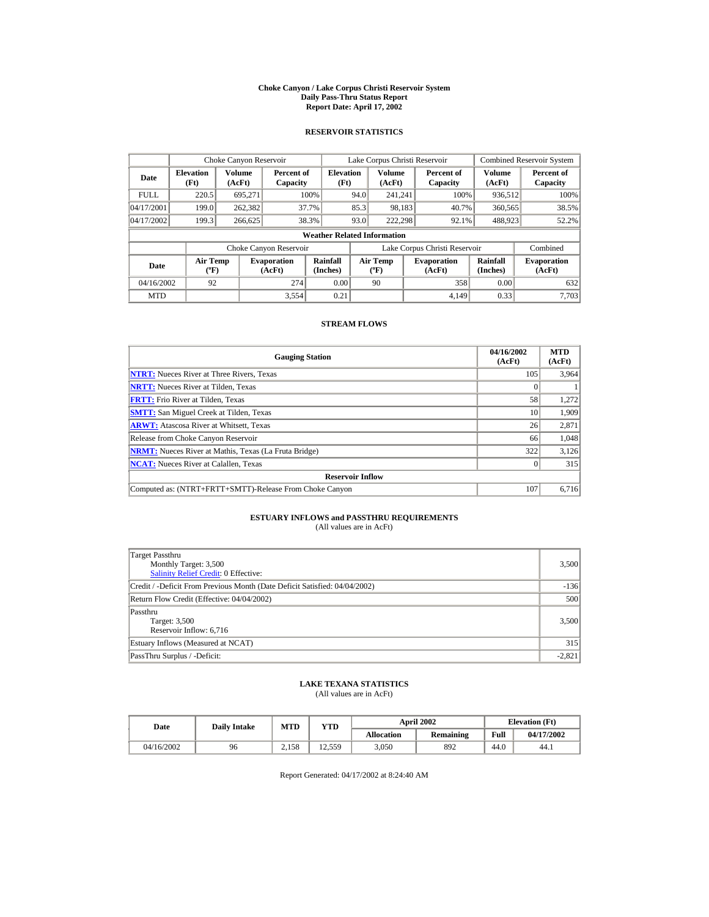# Choke Canyon / Lake Corpus Christi Reservoir System
## Daily Pass-Thru Status Report
## Report Date: April 17, 2002

### RESERVOIR STATISTICS

| Date | Choke Canyon Reservoir | | | Lake Corpus Christi Reservoir | | | Combined Reservoir System | |
|---|---|---|---|---|---|---|---|---|
| | Elevation (Ft) | Volume (AcFt) | Percent of Capacity | Elevation (Ft) | Volume (AcFt) | Percent of Capacity | Volume (AcFt) | Percent of Capacity |
| FULL | 220.5 | 695,271 | 100% | 94.0 | 241,241 | 100% | 936,512 | 100% |
| 04/17/2001 | 199.0 | 262,382 | 37.7% | 85.3 | 98,183 | 40.7% | 360,565 | 38.5% |
| 04/17/2002 | 199.3 | 266,625 | 38.3% | 93.0 | 222,298 | 92.1% | 488,923 | 52.2% |

**Weather Related Information**

| Date | Choke Canyon Reservoir | | | Lake Corpus Christi Reservoir | | | Combined |
|---|---|---|---|---|---|---|---|
| | Air Temp (ºF) | Evaporation (AcFt) | Rainfall (Inches) | Air Temp (ºF) | Evaporation (AcFt) | Rainfall (Inches) | Evaporation (AcFt) |
| 04/16/2002 | 92 | 274 | 0.00 | 90 | 358 | 0.00 | 632 |
| MTD | | 3,554 | 0.21 | | 4,149 | 0.33 | 7,703 |

### STREAM FLOWS

| Gauging Station | 04/16/2002 (AcFt) | MTD (AcFt) |
|---|---|---|
| NTRT: Nueces River at Three Rivers, Texas | 105 | 3,964 |
| NRTT: Nueces River at Tilden, Texas | 0 | 1 |
| FRTT: Frio River at Tilden, Texas | 58 | 1,272 |
| SMTT: San Miguel Creek at Tilden, Texas | 10 | 1,909 |
| ARWT: Atascosa River at Whitsett, Texas | 26 | 2,871 |
| Release from Choke Canyon Reservoir | 66 | 1,048 |
| NRMT: Nueces River at Mathis, Texas (La Fruta Bridge) | 322 | 3,126 |
| NCAT: Nueces River at Calallen, Texas | 0 | 315 |
| **Reservoir Inflow** | | |
| Computed as: (NTRT+FRTT+SMTT)-Release From Choke Canyon | 107 | 6,716 |

### ESTUARY INFLOWS and PASSTHRU REQUIREMENTS
(All values are in AcFt)

| Item | Value |
|---|---|
| Target Passthru<br>Monthly Target: 3,500<br>Salinity Relief Credit: 0 Effective: | 3,500 |
| Credit / -Deficit From Previous Month (Date Deficit Satisfied: 04/04/2002) | -136 |
| Return Flow Credit (Effective: 04/04/2002) | 500 |
| Passthru<br>Target: 3,500<br>Reservoir Inflow: 6,716 | 3,500 |
| Estuary Inflows (Measured at NCAT) | 315 |
| PassThru Surplus / -Deficit: | -2,821 |

### LAKE TEXANA STATISTICS
(All values are in AcFt)

| Date | Daily Intake | MTD | YTD | April 2002 | | Elevation (Ft) | |
|---|---|---|---|---|---|---|---|
| | | | | Allocation | Remaining | Full | 04/17/2002 |
| 04/16/2002 | 96 | 2,158 | 12,559 | 3,050 | 892 | 44.0 | 44.1 |

Report Generated: 04/17/2002 at 8:24:40 AM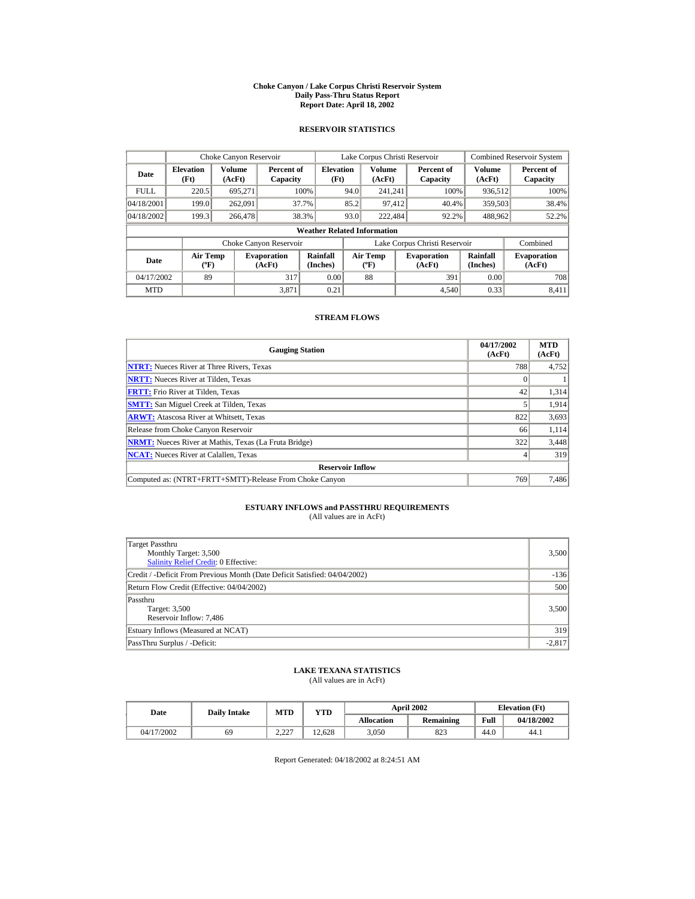# Choke Canyon / Lake Corpus Christi Reservoir System
## Daily Pass-Thru Status Report
### Report Date: April 18, 2002

## RESERVOIR STATISTICS

| | Choke Canyon Reservoir | | | Lake Corpus Christi Reservoir | | | Combined Reservoir System | |
|---|---|---|---|---|---|---|---|---|
| Date | Elevation (Ft) | Volume (AcFt) | Percent of Capacity | Elevation (Ft) | Volume (AcFt) | Percent of Capacity | Volume (AcFt) | Percent of Capacity |
| FULL | 220.5 | 695,271 | 100% | 94.0 | 241,241 | 100% | 936,512 | 100% |
| 04/18/2001 | 199.0 | 262,091 | 37.7% | 85.2 | 97,412 | 40.4% | 359,503 | 38.4% |
| 04/18/2002 | 199.3 | 266,478 | 38.3% | 93.0 | 222,484 | 92.2% | 488,962 | 52.2% |

**Weather Related Information**

| | Choke Canyon Reservoir | | | Lake Corpus Christi Reservoir | | | Combined |
|---|---|---|---|---|---|---|---|
| Date | Air Temp (ºF) | Evaporation (AcFt) | Rainfall (Inches) | Air Temp (ºF) | Evaporation (AcFt) | Rainfall (Inches) | Evaporation (AcFt) |
| 04/17/2002 | 89 | 317 | 0.00 | 88 | 391 | 0.00 | 708 |
| MTD | | 3,871 | 0.21 | | 4,540 | 0.33 | 8,411 |

## STREAM FLOWS

| Gauging Station | 04/17/2002 (AcFt) | MTD (AcFt) |
|---|---|---|
| NTRT: Nueces River at Three Rivers, Texas | 788 | 4,752 |
| NRTT: Nueces River at Tilden, Texas | 0 | 1 |
| FRTT: Frio River at Tilden, Texas | 42 | 1,314 |
| SMTT: San Miguel Creek at Tilden, Texas | 5 | 1,914 |
| ARWT: Atascosa River at Whitsett, Texas | 822 | 3,693 |
| Release from Choke Canyon Reservoir | 66 | 1,114 |
| NRMT: Nueces River at Mathis, Texas (La Fruta Bridge) | 322 | 3,448 |
| NCAT: Nueces River at Calallen, Texas | 4 | 319 |
| **Reservoir Inflow** | | |
| Computed as: (NTRT+FRTT+SMTT)-Release From Choke Canyon | 769 | 7,486 |

## ESTUARY INFLOWS and PASSTHRU REQUIREMENTS
(All values are in AcFt)

| | |
|---|---|
| Target Passthru<br>Monthly Target: 3,500<br>Salinity Relief Credit: 0 Effective: | 3,500 |
| Credit / -Deficit From Previous Month (Date Deficit Satisfied: 04/04/2002) | -136 |
| Return Flow Credit (Effective: 04/04/2002) | 500 |
| Passthru<br>Target: 3,500<br>Reservoir Inflow: 7,486 | 3,500 |
| Estuary Inflows (Measured at NCAT) | 319 |
| PassThru Surplus / -Deficit: | -2,817 |

## LAKE TEXANA STATISTICS
(All values are in AcFt)

| Date | Daily Intake | MTD | YTD | April 2002 | | Elevation (Ft) | |
|---|---|---|---|---|---|---|---|
| | | | | Allocation | Remaining | Full | 04/18/2002 |
| 04/17/2002 | 69 | 2,227 | 12,628 | 3,050 | 823 | 44.0 | 44.1 |

Report Generated: 04/18/2002 at 8:24:51 AM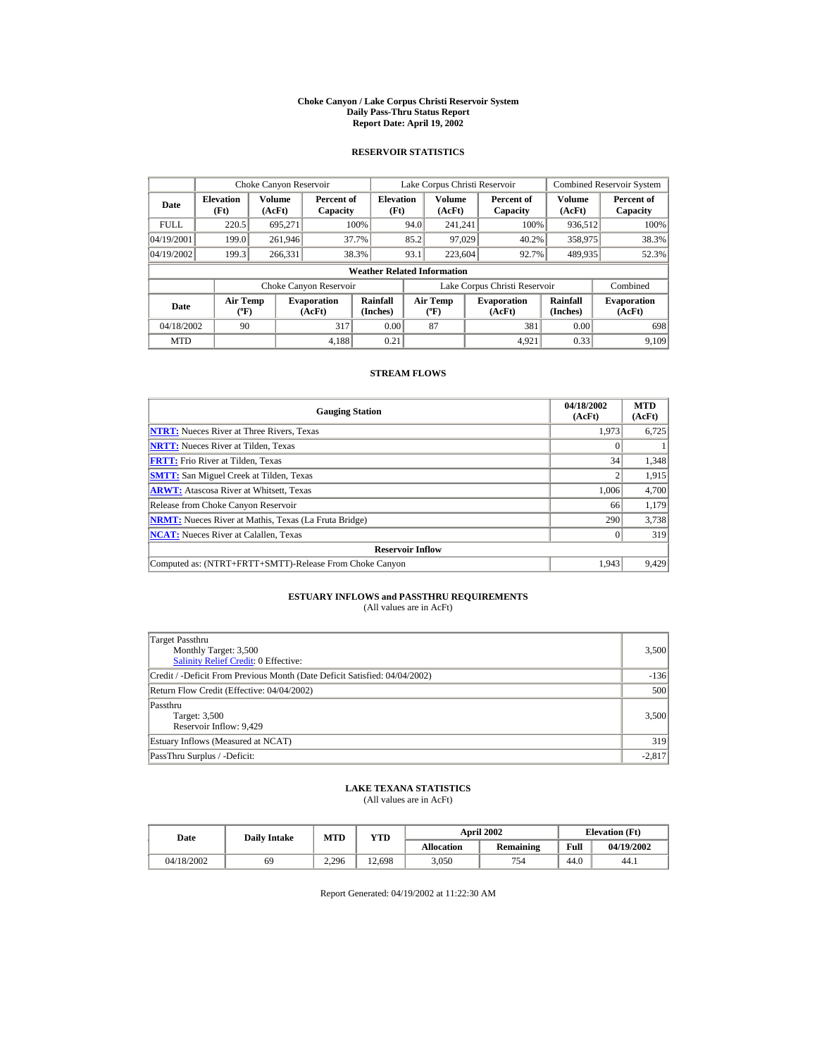# Choke Canyon / Lake Corpus Christi Reservoir System
## Daily Pass-Thru Status Report
## Report Date: April 19, 2002

### RESERVOIR STATISTICS

| | Choke Canyon Reservoir | | | Lake Corpus Christi Reservoir | | | Combined Reservoir System | |
|---|---|---|---|---|---|---|---|---|
| **Date** | **Elevation (Ft)** | **Volume (AcFt)** | **Percent of Capacity** | **Elevation (Ft)** | **Volume (AcFt)** | **Percent of Capacity** | **Volume (AcFt)** | **Percent of Capacity** |
| FULL | 220.5 | 695,271 | 100% | 94.0 | 241,241 | 100% | 936,512 | 100% |
| 04/19/2001 | 199.0 | 261,946 | 37.7% | 85.2 | 97,029 | 40.2% | 358,975 | 38.3% |
| 04/19/2002 | 199.3 | 266,331 | 38.3% | 93.1 | 223,604 | 92.7% | 489,935 | 52.3% |

**Weather Related Information**

| | Choke Canyon Reservoir | | | Lake Corpus Christi Reservoir | | | Combined |
|---|---|---|---|---|---|---|---|
| **Date** | **Air Temp (ºF)** | **Evaporation (AcFt)** | **Rainfall (Inches)** | **Air Temp (ºF)** | **Evaporation (AcFt)** | **Rainfall (Inches)** | **Evaporation (AcFt)** |
| 04/18/2002 | 90 | 317 | 0.00 | 87 | 381 | 0.00 | 698 |
| MTD | | 4,188 | 0.21 | | 4,921 | 0.33 | 9,109 |

### STREAM FLOWS

| Gauging Station | 04/18/2002 (AcFt) | MTD (AcFt) |
|---|---|---|
| **NTRT:** Nueces River at Three Rivers, Texas | 1,973 | 6,725 |
| **NRTT:** Nueces River at Tilden, Texas | 0 | 1 |
| **FRTT:** Frio River at Tilden, Texas | 34 | 1,348 |
| **SMTT:** San Miguel Creek at Tilden, Texas | 2 | 1,915 |
| **ARWT:** Atascosa River at Whitsett, Texas | 1,006 | 4,700 |
| Release from Choke Canyon Reservoir | 66 | 1,179 |
| **NRMT:** Nueces River at Mathis, Texas (La Fruta Bridge) | 290 | 3,738 |
| **NCAT:** Nueces River at Calallen, Texas | 0 | 319 |
| **Reservoir Inflow** | | |
| Computed as: (NTRT+FRTT+SMTT)-Release From Choke Canyon | 1,943 | 9,429 |

### ESTUARY INFLOWS and PASSTHRU REQUIREMENTS
(All values are in AcFt)

| | |
|---|---|
| Target Passthru<br>Monthly Target: 3,500<br>Salinity Relief Credit: 0 Effective: | 3,500 |
| Credit / -Deficit From Previous Month (Date Deficit Satisfied: 04/04/2002) | -136 |
| Return Flow Credit (Effective: 04/04/2002) | 500 |
| Passthru<br>Target: 3,500<br>Reservoir Inflow: 9,429 | 3,500 |
| Estuary Inflows (Measured at NCAT) | 319 |
| PassThru Surplus / -Deficit: | -2,817 |

### LAKE TEXANA STATISTICS
(All values are in AcFt)

| Date | Daily Intake | MTD | YTD | April 2002 | | Elevation (Ft) | |
|---|---|---|---|---|---|---|---|
| | | | | **Allocation** | **Remaining** | **Full** | **04/19/2002** |
| 04/18/2002 | 69 | 2,296 | 12,698 | 3,050 | 754 | 44.0 | 44.1 |

Report Generated: 04/19/2002 at 11:22:30 AM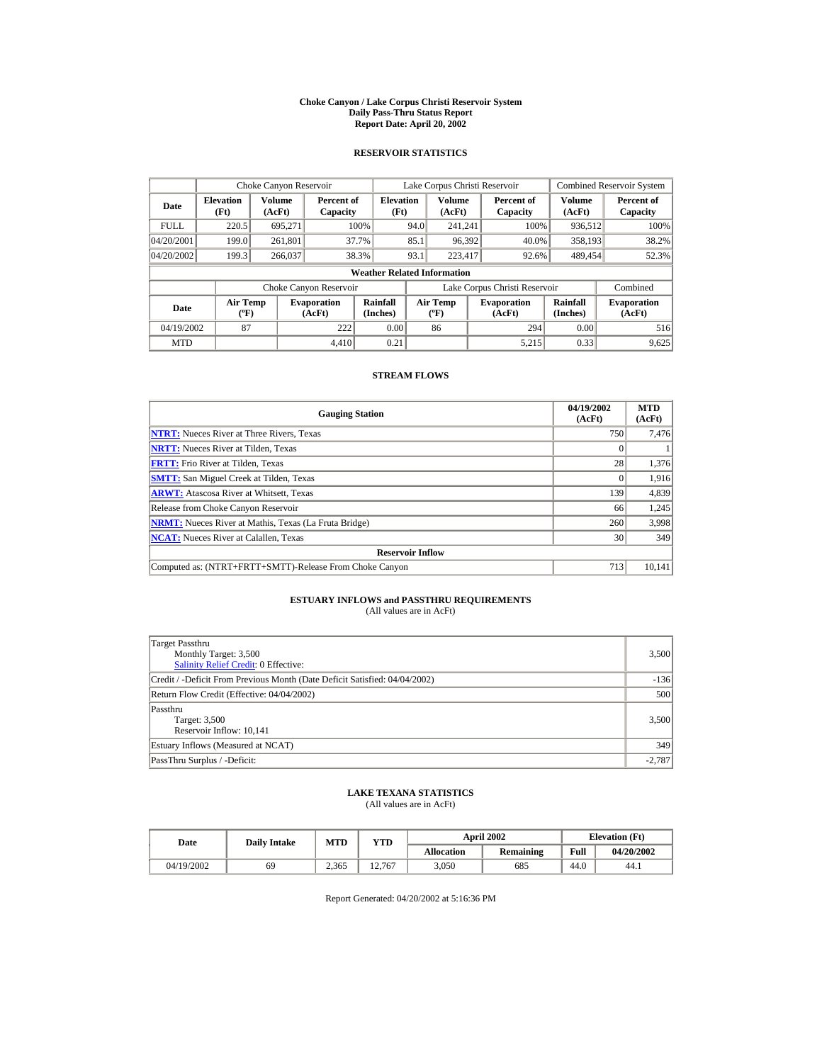# Choke Canyon / Lake Corpus Christi Reservoir System
## Daily Pass-Thru Status Report
## Report Date: April 20, 2002

### RESERVOIR STATISTICS

| | Choke Canyon Reservoir | | | Lake Corpus Christi Reservoir | | | Combined Reservoir System | |
|---|---|---|---|---|---|---|---|---|
| Date | Elevation (Ft) | Volume (AcFt) | Percent of Capacity | Elevation (Ft) | Volume (AcFt) | Percent of Capacity | Volume (AcFt) | Percent of Capacity |
| FULL | 220.5 | 695,271 | 100% | 94.0 | 241,241 | 100% | 936,512 | 100% |
| 04/20/2001 | 199.0 | 261,801 | 37.7% | 85.1 | 96,392 | 40.0% | 358,193 | 38.2% |
| 04/20/2002 | 199.3 | 266,037 | 38.3% | 93.1 | 223,417 | 92.6% | 489,454 | 52.3% |

**Weather Related Information**

| | Choke Canyon Reservoir | | | Lake Corpus Christi Reservoir | | | Combined |
|---|---|---|---|---|---|---|---|
| Date | Air Temp (ºF) | Evaporation (AcFt) | Rainfall (Inches) | Air Temp (ºF) | Evaporation (AcFt) | Rainfall (Inches) | Evaporation (AcFt) |
| 04/19/2002 | 87 | 222 | 0.00 | 86 | 294 | 0.00 | 516 |
| MTD | | 4,410 | 0.21 | | 5,215 | 0.33 | 9,625 |

### STREAM FLOWS

| Gauging Station | 04/19/2002 (AcFt) | MTD (AcFt) |
|---|---|---|
| NTRT: Nueces River at Three Rivers, Texas | 750 | 7,476 |
| NRTT: Nueces River at Tilden, Texas | 0 | 1 |
| FRTT: Frio River at Tilden, Texas | 28 | 1,376 |
| SMTT: San Miguel Creek at Tilden, Texas | 0 | 1,916 |
| ARWT: Atascosa River at Whitsett, Texas | 139 | 4,839 |
| Release from Choke Canyon Reservoir | 66 | 1,245 |
| NRMT: Nueces River at Mathis, Texas (La Fruta Bridge) | 260 | 3,998 |
| NCAT: Nueces River at Calallen, Texas | 30 | 349 |
| **Reservoir Inflow** | | |
| Computed as: (NTRT+FRTT+SMTT)-Release From Choke Canyon | 713 | 10,141 |

### ESTUARY INFLOWS and PASSTHRU REQUIREMENTS
(All values are in AcFt)

| | |
|---|---|
| Target Passthru<br>Monthly Target: 3,500<br>Salinity Relief Credit: 0 Effective: | 3,500 |
| Credit / -Deficit From Previous Month (Date Deficit Satisfied: 04/04/2002) | -136 |
| Return Flow Credit (Effective: 04/04/2002) | 500 |
| Passthru<br>Target: 3,500<br>Reservoir Inflow: 10,141 | 3,500 |
| Estuary Inflows (Measured at NCAT) | 349 |
| PassThru Surplus / -Deficit: | -2,787 |

### LAKE TEXANA STATISTICS
(All values are in AcFt)

| Date | Daily Intake | MTD | YTD | April 2002 | | Elevation (Ft) | |
|---|---|---|---|---|---|---|---|
| | | | | Allocation | Remaining | Full | 04/20/2002 |
| 04/19/2002 | 69 | 2,365 | 12,767 | 3,050 | 685 | 44.0 | 44.1 |

Report Generated: 04/20/2002 at 5:16:36 PM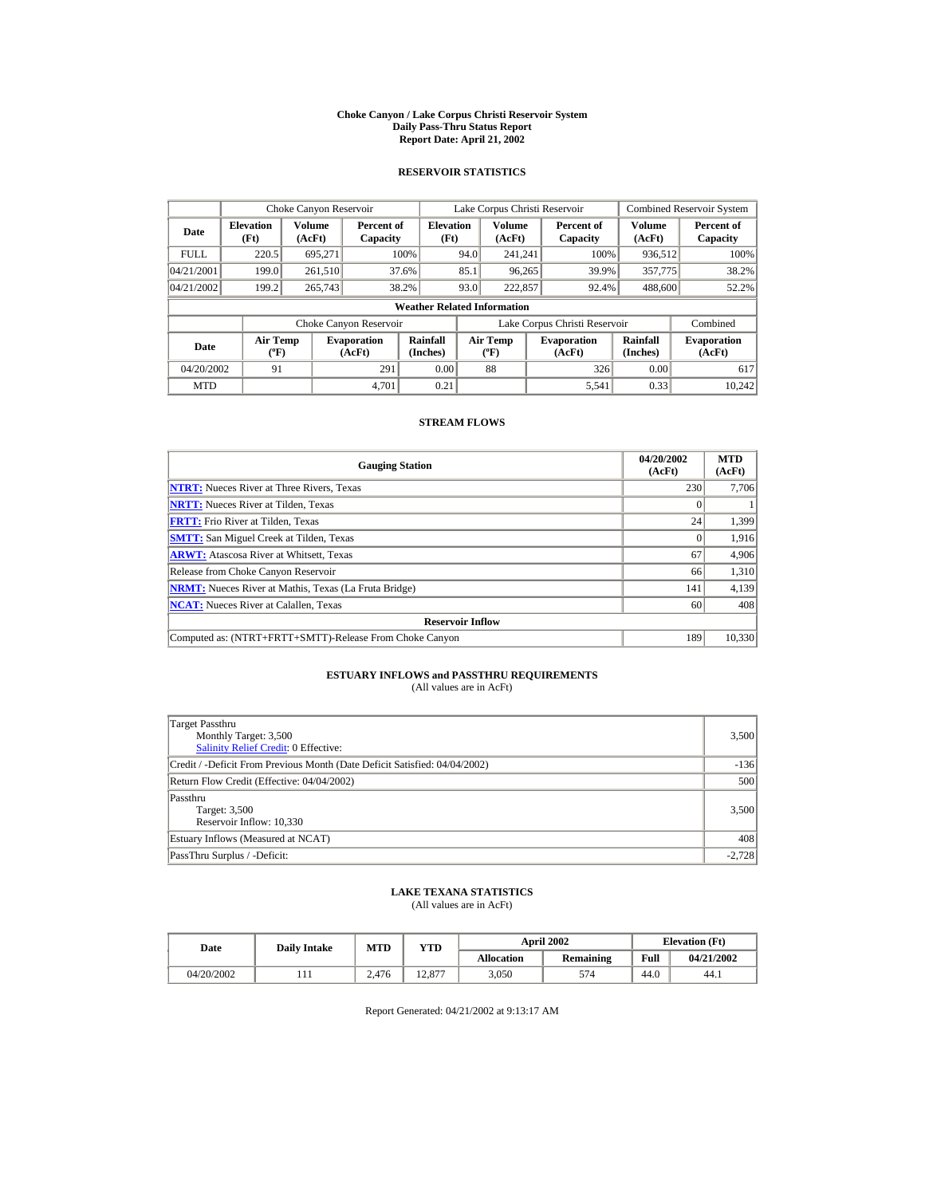# Choke Canyon / Lake Corpus Christi Reservoir System
## Daily Pass-Thru Status Report
## Report Date: April 21, 2002

### RESERVOIR STATISTICS

| Date | Choke Canyon Reservoir | | | Lake Corpus Christi Reservoir | | | Combined Reservoir System | |
|---|---|---|---|---|---|---|---|---|
| | Elevation (Ft) | Volume (AcFt) | Percent of Capacity | Elevation (Ft) | Volume (AcFt) | Percent of Capacity | Volume (AcFt) | Percent of Capacity |
| FULL | 220.5 | 695,271 | 100% | 94.0 | 241,241 | 100% | 936,512 | 100% |
| 04/21/2001 | 199.0 | 261,510 | 37.6% | 85.1 | 96,265 | 39.9% | 357,775 | 38.2% |
| 04/21/2002 | 199.2 | 265,743 | 38.2% | 93.0 | 222,857 | 92.4% | 488,600 | 52.2% |

**Weather Related Information**

| Date | Choke Canyon Reservoir | | | Lake Corpus Christi Reservoir | | | Combined |
|---|---|---|---|---|---|---|---|
| | Air Temp (ºF) | Evaporation (AcFt) | Rainfall (Inches) | Air Temp (ºF) | Evaporation (AcFt) | Rainfall (Inches) | Evaporation (AcFt) |
| 04/20/2002 | 91 | 291 | 0.00 | 88 | 326 | 0.00 | 617 |
| MTD | | 4,701 | 0.21 | | 5,541 | 0.33 | 10,242 |

### STREAM FLOWS

| Gauging Station | 04/20/2002 (AcFt) | MTD (AcFt) |
|---|---|---|
| NTRT: Nueces River at Three Rivers, Texas | 230 | 7,706 |
| NRTT: Nueces River at Tilden, Texas | 0 | 1 |
| FRTT: Frio River at Tilden, Texas | 24 | 1,399 |
| SMTT: San Miguel Creek at Tilden, Texas | 0 | 1,916 |
| ARWT: Atascosa River at Whitsett, Texas | 67 | 4,906 |
| Release from Choke Canyon Reservoir | 66 | 1,310 |
| NRMT: Nueces River at Mathis, Texas (La Fruta Bridge) | 141 | 4,139 |
| NCAT: Nueces River at Calallen, Texas | 60 | 408 |
| **Reservoir Inflow** | | |
| Computed as: (NTRT+FRTT+SMTT)-Release From Choke Canyon | 189 | 10,330 |

### ESTUARY INFLOWS and PASSTHRU REQUIREMENTS
(All values are in AcFt)

| | |
|---|---|
| Target Passthru<br>Monthly Target: 3,500<br>Salinity Relief Credit: 0 Effective: | 3,500 |
| Credit / -Deficit From Previous Month (Date Deficit Satisfied: 04/04/2002) | -136 |
| Return Flow Credit (Effective: 04/04/2002) | 500 |
| Passthru<br>Target: 3,500<br>Reservoir Inflow: 10,330 | 3,500 |
| Estuary Inflows (Measured at NCAT) | 408 |
| PassThru Surplus / -Deficit: | -2,728 |

### LAKE TEXANA STATISTICS
(All values are in AcFt)

| Date | Daily Intake | MTD | YTD | April 2002 | | Elevation (Ft) | |
|---|---|---|---|---|---|---|---|
| | | | | Allocation | Remaining | Full | 04/21/2002 |
| 04/20/2002 | 111 | 2,476 | 12,877 | 3,050 | 574 | 44.0 | 44.1 |

Report Generated: 04/21/2002 at 9:13:17 AM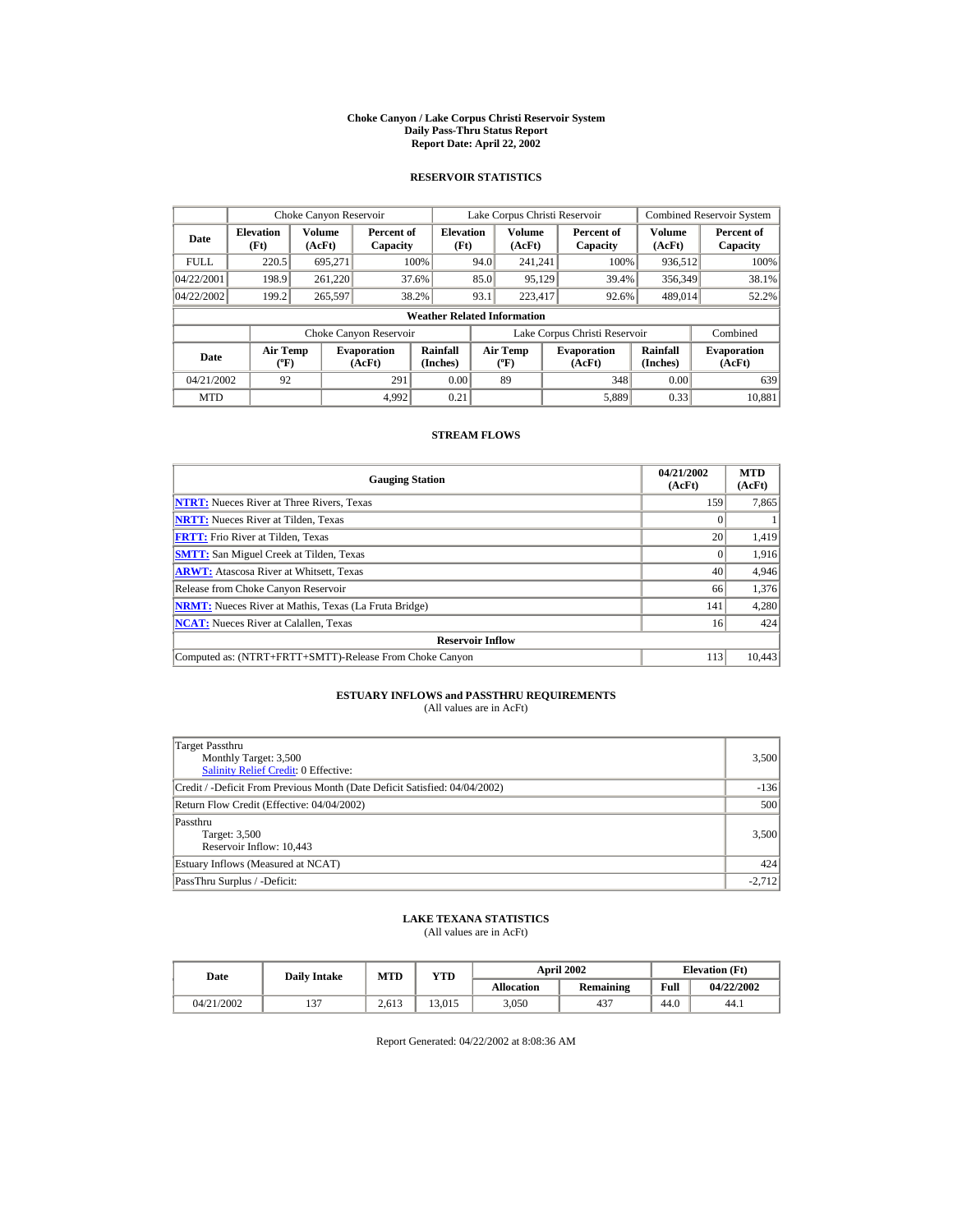# Choke Canyon / Lake Corpus Christi Reservoir System
## Daily Pass-Thru Status Report
### Report Date: April 22, 2002

## RESERVOIR STATISTICS

| | Choke Canyon Reservoir | | | Lake Corpus Christi Reservoir | | | Combined Reservoir System | |
|---|---|---|---|---|---|---|---|---|
| **Date** | **Elevation (Ft)** | **Volume (AcFt)** | **Percent of Capacity** | **Elevation (Ft)** | **Volume (AcFt)** | **Percent of Capacity** | **Volume (AcFt)** | **Percent of Capacity** |
| FULL | 220.5 | 695,271 | 100% | 94.0 | 241,241 | 100% | 936,512 | 100% |
| 04/22/2001 | 198.9 | 261,220 | 37.6% | 85.0 | 95,129 | 39.4% | 356,349 | 38.1% |
| 04/22/2002 | 199.2 | 265,597 | 38.2% | 93.1 | 223,417 | 92.6% | 489,014 | 52.2% |

**Weather Related Information**

| | Choke Canyon Reservoir | | | Lake Corpus Christi Reservoir | | | Combined |
|---|---|---|---|---|---|---|---|
| **Date** | **Air Temp (ºF)** | **Evaporation (AcFt)** | **Rainfall (Inches)** | **Air Temp (ºF)** | **Evaporation (AcFt)** | **Rainfall (Inches)** | **Evaporation (AcFt)** |
| 04/21/2002 | 92 | 291 | 0.00 | 89 | 348 | 0.00 | 639 |
| MTD | | 4,992 | 0.21 | | 5,889 | 0.33 | 10,881 |

## STREAM FLOWS

| Gauging Station | 04/21/2002 (AcFt) | MTD (AcFt) |
|---|---|---|
| **NTRT:** Nueces River at Three Rivers, Texas | 159 | 7,865 |
| **NRTT:** Nueces River at Tilden, Texas | 0 | 1 |
| **FRTT:** Frio River at Tilden, Texas | 20 | 1,419 |
| **SMTT:** San Miguel Creek at Tilden, Texas | 0 | 1,916 |
| **ARWT:** Atascosa River at Whitsett, Texas | 40 | 4,946 |
| Release from Choke Canyon Reservoir | 66 | 1,376 |
| **NRMT:** Nueces River at Mathis, Texas (La Fruta Bridge) | 141 | 4,280 |
| **NCAT:** Nueces River at Calallen, Texas | 16 | 424 |
| **Reservoir Inflow** | | |
| Computed as: (NTRT+FRTT+SMTT)-Release From Choke Canyon | 113 | 10,443 |

## ESTUARY INFLOWS and PASSTHRU REQUIREMENTS
(All values are in AcFt)

| | |
|---|---|
| Target Passthru<br>Monthly Target: 3,500<br>Salinity Relief Credit: 0 Effective: | 3,500 |
| Credit / -Deficit From Previous Month (Date Deficit Satisfied: 04/04/2002) | -136 |
| Return Flow Credit (Effective: 04/04/2002) | 500 |
| Passthru<br>Target: 3,500<br>Reservoir Inflow: 10,443 | 3,500 |
| Estuary Inflows (Measured at NCAT) | 424 |
| PassThru Surplus / -Deficit: | -2,712 |

## LAKE TEXANA STATISTICS
(All values are in AcFt)

| Date | Daily Intake | MTD | YTD | April 2002 | | Elevation (Ft) | |
|---|---|---|---|---|---|---|---|
| | | | | **Allocation** | **Remaining** | **Full** | **04/22/2002** |
| 04/21/2002 | 137 | 2,613 | 13,015 | 3,050 | 437 | 44.0 | 44.1 |

Report Generated: 04/22/2002 at 8:08:36 AM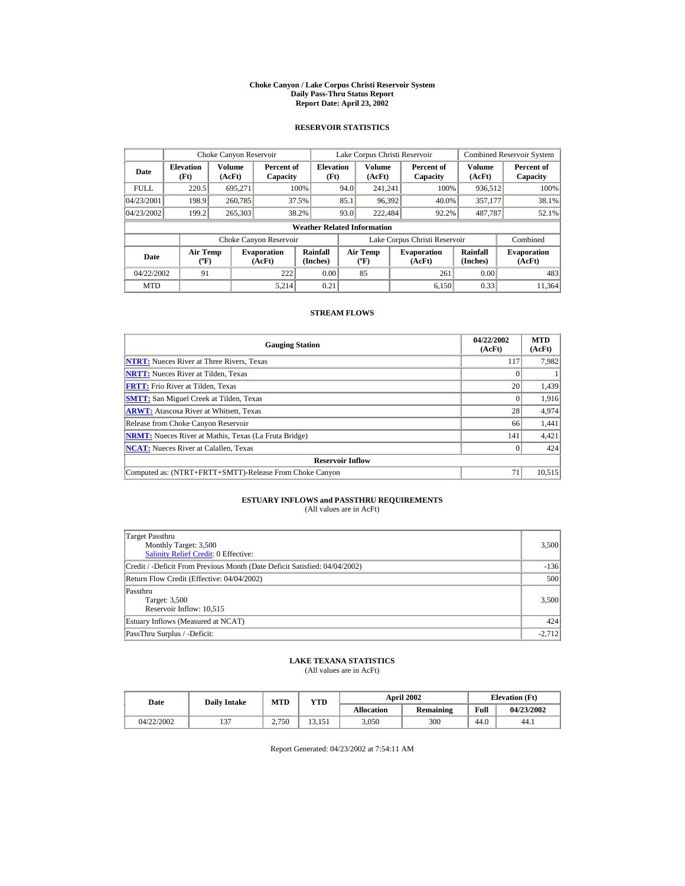# Choke Canyon / Lake Corpus Christi Reservoir System
## Daily Pass-Thru Status Report
## Report Date: April 23, 2002

### RESERVOIR STATISTICS

| | Choke Canyon Reservoir | | | Lake Corpus Christi Reservoir | | | Combined Reservoir System | |
|---|---|---|---|---|---|---|---|---|
| **Date** | **Elevation (Ft)** | **Volume (AcFt)** | **Percent of Capacity** | **Elevation (Ft)** | **Volume (AcFt)** | **Percent of Capacity** | **Volume (AcFt)** | **Percent of Capacity** |
| FULL | 220.5 | 695,271 | 100% | 94.0 | 241,241 | 100% | 936,512 | 100% |
| 04/23/2001 | 198.9 | 260,785 | 37.5% | 85.1 | 96,392 | 40.0% | 357,177 | 38.1% |
| 04/23/2002 | 199.2 | 265,303 | 38.2% | 93.0 | 222,484 | 92.2% | 487,787 | 52.1% |

**Weather Related Information**

| | Choke Canyon Reservoir | | | Lake Corpus Christi Reservoir | | | Combined |
|---|---|---|---|---|---|---|---|
| **Date** | **Air Temp (ºF)** | **Evaporation (AcFt)** | **Rainfall (Inches)** | **Air Temp (ºF)** | **Evaporation (AcFt)** | **Rainfall (Inches)** | **Evaporation (AcFt)** |
| 04/22/2002 | 91 | 222 | 0.00 | 85 | 261 | 0.00 | 483 |
| MTD | | 5,214 | 0.21 | | 6,150 | 0.33 | 11,364 |

### STREAM FLOWS

| Gauging Station | 04/22/2002 (AcFt) | MTD (AcFt) |
|---|---|---|
| NTRT: Nueces River at Three Rivers, Texas | 117 | 7,982 |
| NRTT: Nueces River at Tilden, Texas | 0 | 1 |
| FRTT: Frio River at Tilden, Texas | 20 | 1,439 |
| SMTT: San Miguel Creek at Tilden, Texas | 0 | 1,916 |
| ARWT: Atascosa River at Whitsett, Texas | 28 | 4,974 |
| Release from Choke Canyon Reservoir | 66 | 1,441 |
| NRMT: Nueces River at Mathis, Texas (La Fruta Bridge) | 141 | 4,421 |
| NCAT: Nueces River at Calallen, Texas | 0 | 424 |
| **Reservoir Inflow** | | |
| Computed as: (NTRT+FRTT+SMTT)-Release From Choke Canyon | 71 | 10,515 |

### ESTUARY INFLOWS and PASSTHRU REQUIREMENTS
(All values are in AcFt)

| | |
|---|---|
| Target Passthru<br>Monthly Target: 3,500<br>Salinity Relief Credit: 0 Effective: | 3,500 |
| Credit / -Deficit From Previous Month (Date Deficit Satisfied: 04/04/2002) | -136 |
| Return Flow Credit (Effective: 04/04/2002) | 500 |
| Passthru<br>Target: 3,500<br>Reservoir Inflow: 10,515 | 3,500 |
| Estuary Inflows (Measured at NCAT) | 424 |
| PassThru Surplus / -Deficit: | -2,712 |

### LAKE TEXANA STATISTICS
(All values are in AcFt)

| Date | Daily Intake | MTD | YTD | April 2002 | | Elevation (Ft) | |
|---|---|---|---|---|---|---|---|
| | | | | **Allocation** | **Remaining** | **Full** | **04/23/2002** |
| 04/22/2002 | 137 | 2,750 | 13,151 | 3,050 | 300 | 44.0 | 44.1 |

Report Generated: 04/23/2002 at 7:54:11 AM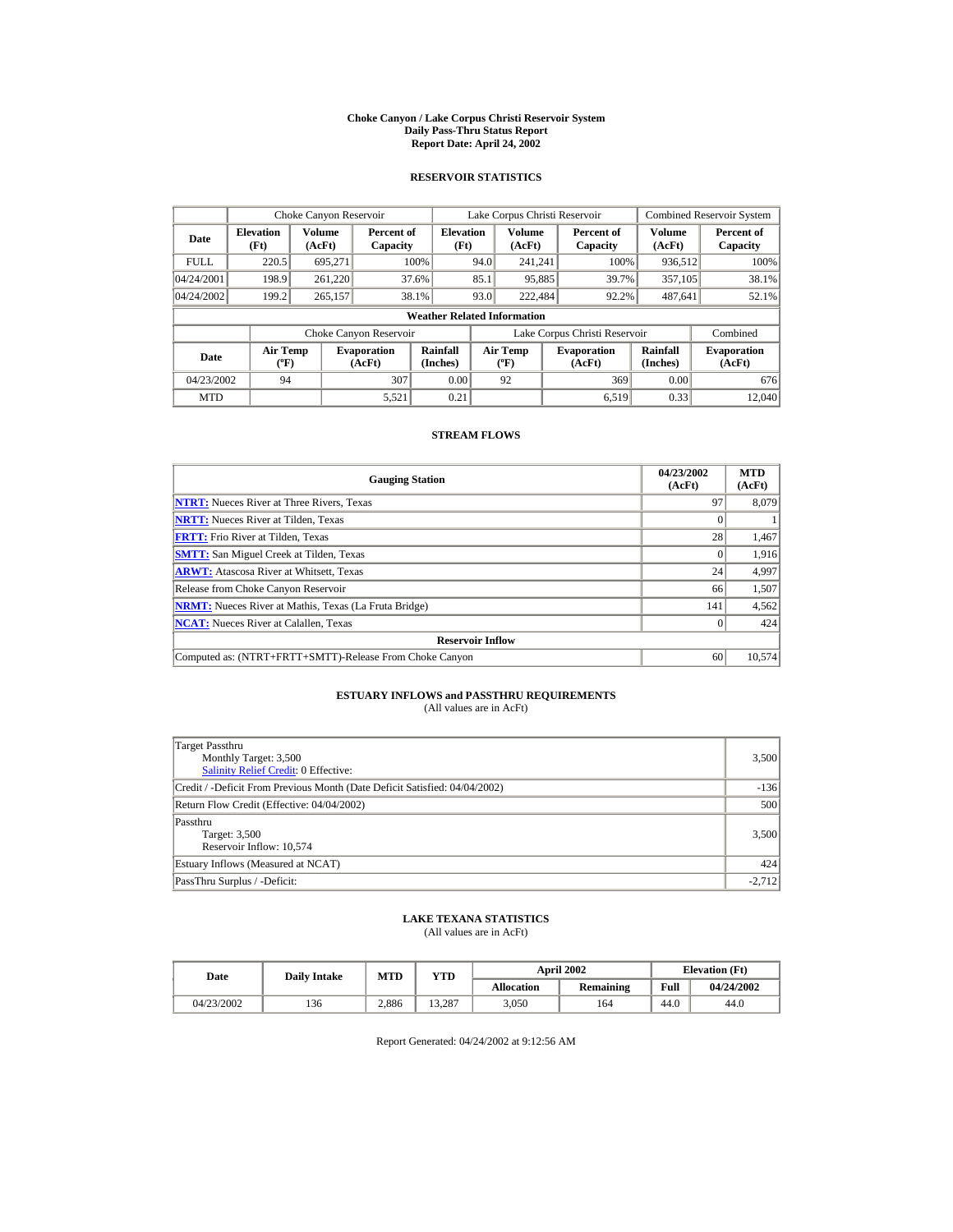# Choke Canyon / Lake Corpus Christi Reservoir System
## Daily Pass-Thru Status Report
## Report Date: April 24, 2002

### RESERVOIR STATISTICS

| Date | Choke Canyon Reservoir | | | Lake Corpus Christi Reservoir | | | Combined Reservoir System | |
|---|---|---|---|---|---|---|---|---|
| | Elevation (Ft) | Volume (AcFt) | Percent of Capacity | Elevation (Ft) | Volume (AcFt) | Percent of Capacity | Volume (AcFt) | Percent of Capacity |
| FULL | 220.5 | 695,271 | 100% | 94.0 | 241,241 | 100% | 936,512 | 100% |
| 04/24/2001 | 198.9 | 261,220 | 37.6% | 85.1 | 95,885 | 39.7% | 357,105 | 38.1% |
| 04/24/2002 | 199.2 | 265,157 | 38.1% | 93.0 | 222,484 | 92.2% | 487,641 | 52.1% |

**Weather Related Information**

| Date | Choke Canyon Reservoir | | | Lake Corpus Christi Reservoir | | | Combined |
|---|---|---|---|---|---|---|---|
| | Air Temp (ºF) | Evaporation (AcFt) | Rainfall (Inches) | Air Temp (ºF) | Evaporation (AcFt) | Rainfall (Inches) | Evaporation (AcFt) |
| 04/23/2002 | 94 | 307 | 0.00 | 92 | 369 | 0.00 | 676 |
| MTD | | 5,521 | 0.21 | | 6,519 | 0.33 | 12,040 |

### STREAM FLOWS

| Gauging Station | 04/23/2002 (AcFt) | MTD (AcFt) |
|---|---|---|
| NTRT: Nueces River at Three Rivers, Texas | 97 | 8,079 |
| NRTT: Nueces River at Tilden, Texas | 0 | 1 |
| FRTT: Frio River at Tilden, Texas | 28 | 1,467 |
| SMTT: San Miguel Creek at Tilden, Texas | 0 | 1,916 |
| ARWT: Atascosa River at Whitsett, Texas | 24 | 4,997 |
| Release from Choke Canyon Reservoir | 66 | 1,507 |
| NRMT: Nueces River at Mathis, Texas (La Fruta Bridge) | 141 | 4,562 |
| NCAT: Nueces River at Calallen, Texas | 0 | 424 |
| **Reservoir Inflow** | | |
| Computed as: (NTRT+FRTT+SMTT)-Release From Choke Canyon | 60 | 10,574 |

### ESTUARY INFLOWS and PASSTHRU REQUIREMENTS
(All values are in AcFt)

| | |
|---|---|
| Target Passthru<br>Monthly Target: 3,500<br>Salinity Relief Credit: 0 Effective: | 3,500 |
| Credit / -Deficit From Previous Month (Date Deficit Satisfied: 04/04/2002) | -136 |
| Return Flow Credit (Effective: 04/04/2002) | 500 |
| Passthru<br>Target: 3,500<br>Reservoir Inflow: 10,574 | 3,500 |
| Estuary Inflows (Measured at NCAT) | 424 |
| PassThru Surplus / -Deficit: | -2,712 |

### LAKE TEXANA STATISTICS
(All values are in AcFt)

| Date | Daily Intake | MTD | YTD | April 2002 | | Elevation (Ft) | |
|---|---|---|---|---|---|---|---|
| | | | | Allocation | Remaining | Full | 04/24/2002 |
| 04/23/2002 | 136 | 2,886 | 13,287 | 3,050 | 164 | 44.0 | 44.0 |

Report Generated: 04/24/2002 at 9:12:56 AM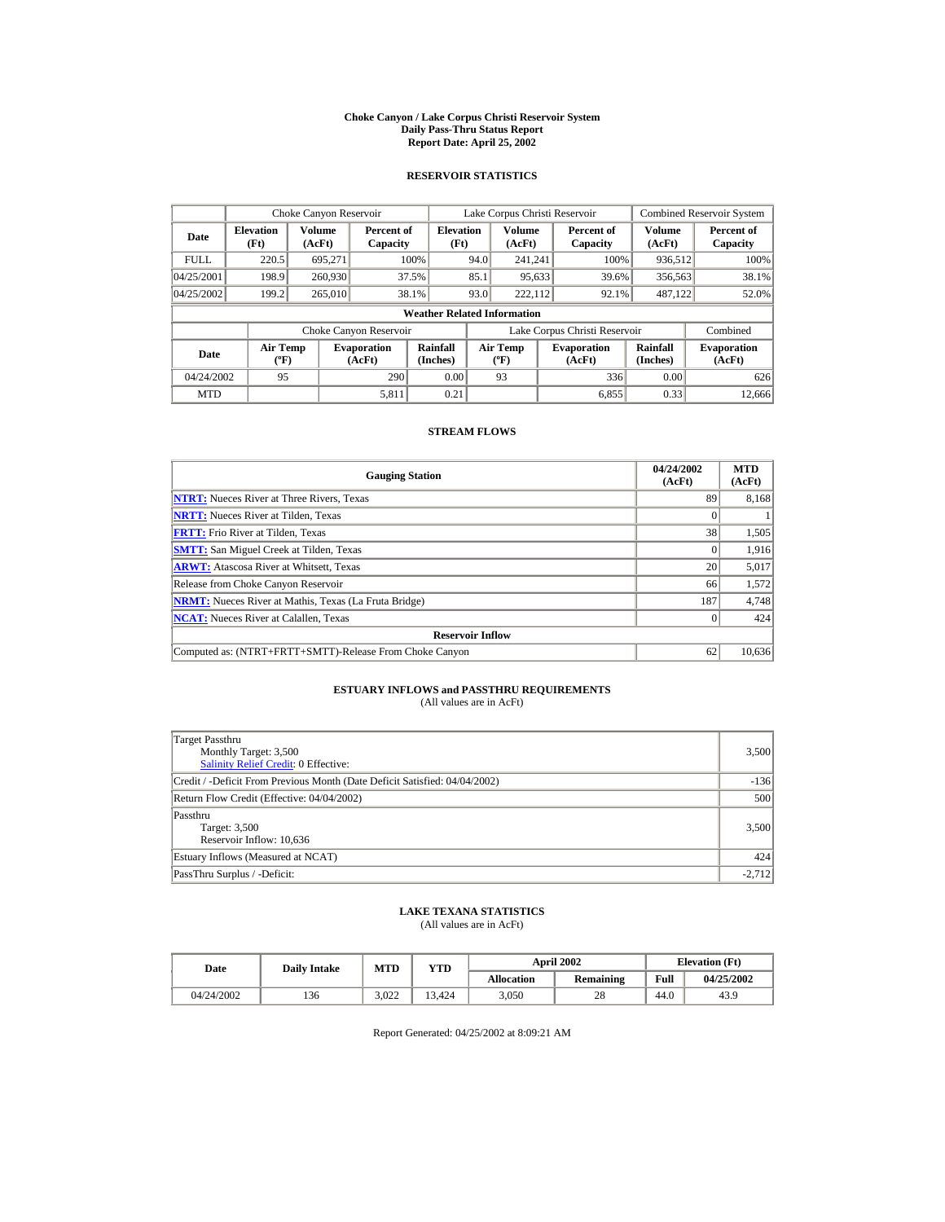# Choke Canyon / Lake Corpus Christi Reservoir System
## Daily Pass-Thru Status Report
### Report Date: April 25, 2002

## RESERVOIR STATISTICS

| | Choke Canyon Reservoir | | | Lake Corpus Christi Reservoir | | | Combined Reservoir System | |
|---|---|---|---|---|---|---|---|---|
| Date | Elevation (Ft) | Volume (AcFt) | Percent of Capacity | Elevation (Ft) | Volume (AcFt) | Percent of Capacity | Volume (AcFt) | Percent of Capacity |
| FULL | 220.5 | 695,271 | 100% | 94.0 | 241,241 | 100% | 936,512 | 100% |
| 04/25/2001 | 198.9 | 260,930 | 37.5% | 85.1 | 95,633 | 39.6% | 356,563 | 38.1% |
| 04/25/2002 | 199.2 | 265,010 | 38.1% | 93.0 | 222,112 | 92.1% | 487,122 | 52.0% |

**Weather Related Information**

| | Choke Canyon Reservoir | | | Lake Corpus Christi Reservoir | | | Combined |
|---|---|---|---|---|---|---|---|
| Date | Air Temp (°F) | Evaporation (AcFt) | Rainfall (Inches) | Air Temp (°F) | Evaporation (AcFt) | Rainfall (Inches) | Evaporation (AcFt) |
| 04/24/2002 | 95 | 290 | 0.00 | 93 | 336 | 0.00 | 626 |
| MTD | | 5,811 | 0.21 | | 6,855 | 0.33 | 12,666 |

## STREAM FLOWS

| Gauging Station | 04/24/2002 (AcFt) | MTD (AcFt) |
|---|---|---|
| NTRT: Nueces River at Three Rivers, Texas | 89 | 8,168 |
| NRTT: Nueces River at Tilden, Texas | 0 | 1 |
| FRTT: Frio River at Tilden, Texas | 38 | 1,505 |
| SMTT: San Miguel Creek at Tilden, Texas | 0 | 1,916 |
| ARWT: Atascosa River at Whitsett, Texas | 20 | 5,017 |
| Release from Choke Canyon Reservoir | 66 | 1,572 |
| NRMT: Nueces River at Mathis, Texas (La Fruta Bridge) | 187 | 4,748 |
| NCAT: Nueces River at Calallen, Texas | 0 | 424 |
| **Reservoir Inflow** | | |
| Computed as: (NTRT+FRTT+SMTT)-Release From Choke Canyon | 62 | 10,636 |

## ESTUARY INFLOWS and PASSTHRU REQUIREMENTS
(All values are in AcFt)

| | |
|---|---|
| Target Passthru<br>Monthly Target: 3,500<br>Salinity Relief Credit: 0 Effective: | 3,500 |
| Credit / -Deficit From Previous Month (Date Deficit Satisfied: 04/04/2002) | -136 |
| Return Flow Credit (Effective: 04/04/2002) | 500 |
| Passthru<br>Target: 3,500<br>Reservoir Inflow: 10,636 | 3,500 |
| Estuary Inflows (Measured at NCAT) | 424 |
| PassThru Surplus / -Deficit: | -2,712 |

## LAKE TEXANA STATISTICS
(All values are in AcFt)

| Date | Daily Intake | MTD | YTD | April 2002 | | Elevation (Ft) | |
|---|---|---|---|---|---|---|---|
| | | | | Allocation | Remaining | Full | 04/25/2002 |
| 04/24/2002 | 136 | 3,022 | 13,424 | 3,050 | 28 | 44.0 | 43.9 |

Report Generated: 04/25/2002 at 8:09:21 AM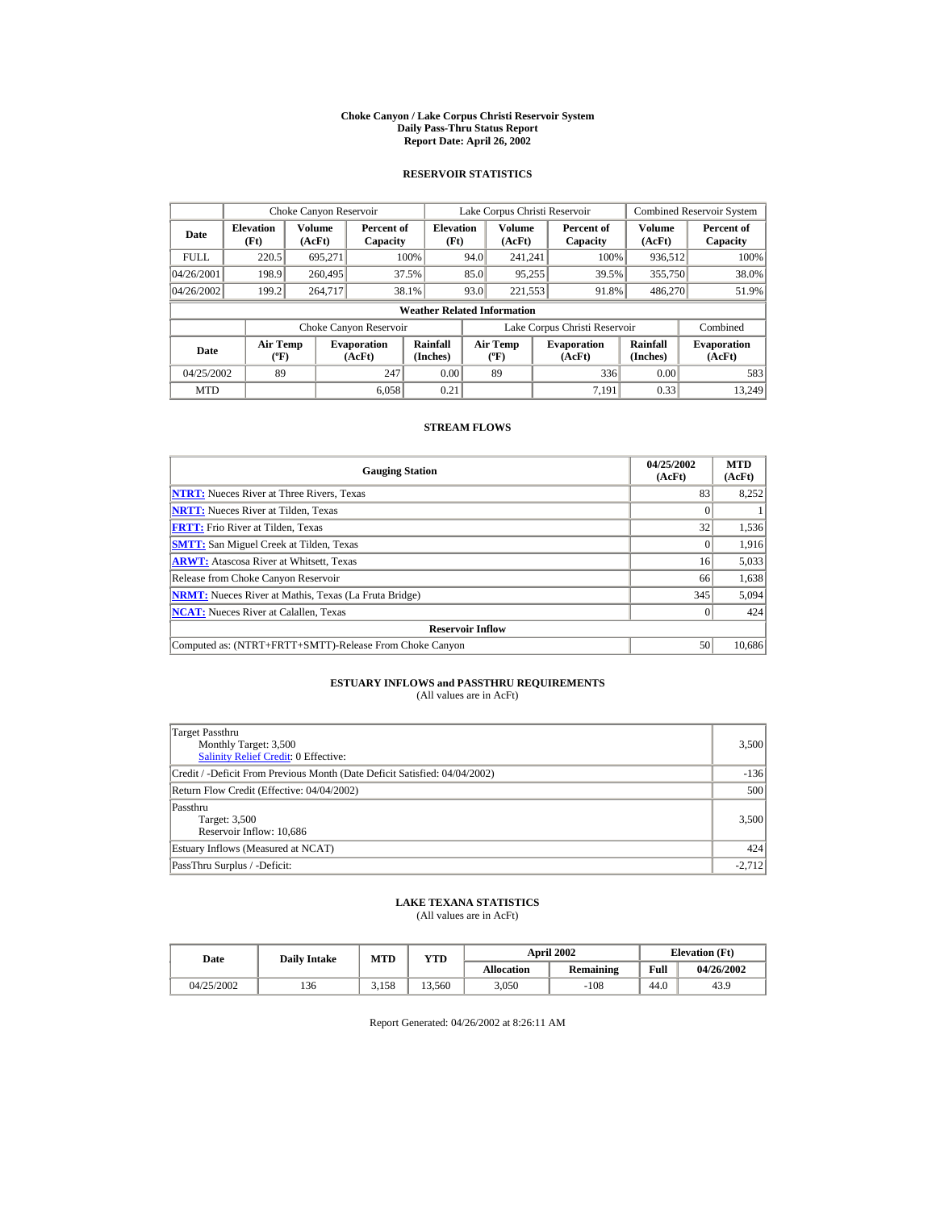# Choke Canyon / Lake Corpus Christi Reservoir System
## Daily Pass-Thru Status Report
### Report Date: April 26, 2002

## RESERVOIR STATISTICS

| | Choke Canyon Reservoir | | | Lake Corpus Christi Reservoir | | | Combined Reservoir System | |
|---|---|---|---|---|---|---|---|---|
| **Date** | **Elevation (Ft)** | **Volume (AcFt)** | **Percent of Capacity** | **Elevation (Ft)** | **Volume (AcFt)** | **Percent of Capacity** | **Volume (AcFt)** | **Percent of Capacity** |
| FULL | 220.5 | 695,271 | 100% | 94.0 | 241,241 | 100% | 936,512 | 100% |
| 04/26/2001 | 198.9 | 260,495 | 37.5% | 85.0 | 95,255 | 39.5% | 355,750 | 38.0% |
| 04/26/2002 | 199.2 | 264,717 | 38.1% | 93.0 | 221,553 | 91.8% | 486,270 | 51.9% |

**Weather Related Information**

| | Choke Canyon Reservoir | | | Lake Corpus Christi Reservoir | | | Combined |
|---|---|---|---|---|---|---|---|
| **Date** | **Air Temp (ºF)** | **Evaporation (AcFt)** | **Rainfall (Inches)** | **Air Temp (ºF)** | **Evaporation (AcFt)** | **Rainfall (Inches)** | **Evaporation (AcFt)** |
| 04/25/2002 | 89 | 247 | 0.00 | 89 | 336 | 0.00 | 583 |
| MTD | | 6,058 | 0.21 | | 7,191 | 0.33 | 13,249 |

## STREAM FLOWS

| Gauging Station | 04/25/2002 (AcFt) | MTD (AcFt) |
|---|---|---|
| **NTRT:** Nueces River at Three Rivers, Texas | 83 | 8,252 |
| **NRTT:** Nueces River at Tilden, Texas | 0 | 1 |
| **FRTT:** Frio River at Tilden, Texas | 32 | 1,536 |
| **SMTT:** San Miguel Creek at Tilden, Texas | 0 | 1,916 |
| **ARWT:** Atascosa River at Whitsett, Texas | 16 | 5,033 |
| Release from Choke Canyon Reservoir | 66 | 1,638 |
| **NRMT:** Nueces River at Mathis, Texas (La Fruta Bridge) | 345 | 5,094 |
| **NCAT:** Nueces River at Calallen, Texas | 0 | 424 |
| **Reservoir Inflow** | | |
| Computed as: (NTRT+FRTT+SMTT)-Release From Choke Canyon | 50 | 10,686 |

## ESTUARY INFLOWS and PASSTHRU REQUIREMENTS
(All values are in AcFt)

| | |
|---|---|
| Target Passthru<br>Monthly Target: 3,500<br>Salinity Relief Credit: 0 Effective: | 3,500 |
| Credit / -Deficit From Previous Month (Date Deficit Satisfied: 04/04/2002) | -136 |
| Return Flow Credit (Effective: 04/04/2002) | 500 |
| Passthru<br>Target: 3,500<br>Reservoir Inflow: 10,686 | 3,500 |
| Estuary Inflows (Measured at NCAT) | 424 |
| PassThru Surplus / -Deficit: | -2,712 |

## LAKE TEXANA STATISTICS
(All values are in AcFt)

| Date | Daily Intake | MTD | YTD | April 2002 | | Elevation (Ft) | |
|---|---|---|---|---|---|---|---|
| | | | | **Allocation** | **Remaining** | **Full** | **04/26/2002** |
| 04/25/2002 | 136 | 3,158 | 13,560 | 3,050 | -108 | 44.0 | 43.9 |

Report Generated: 04/26/2002 at 8:26:11 AM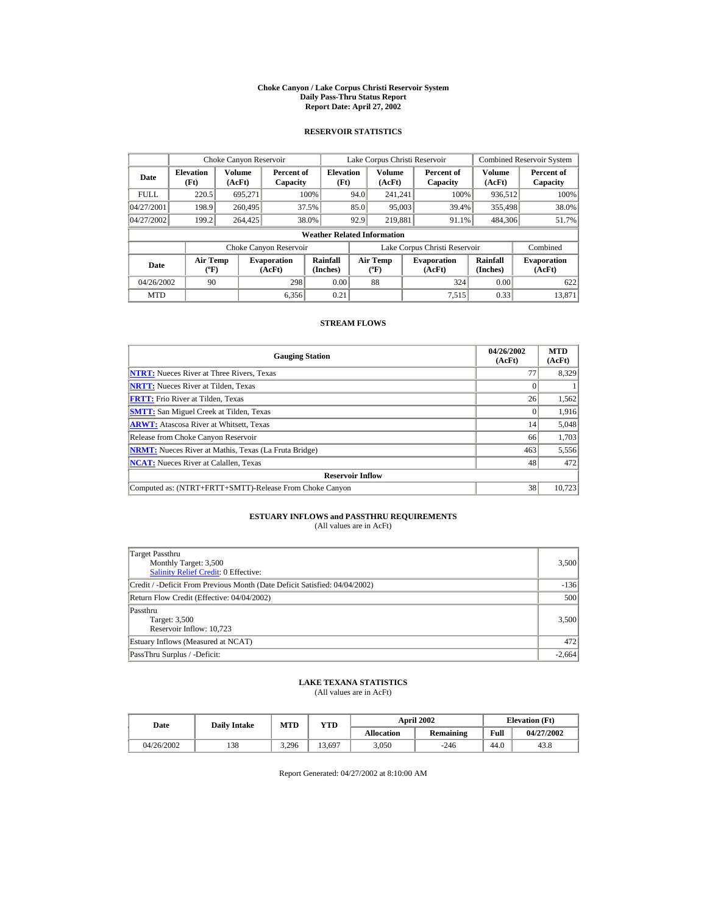# Choke Canyon / Lake Corpus Christi Reservoir System
## Daily Pass-Thru Status Report
## Report Date: April 27, 2002

### RESERVOIR STATISTICS

| | Choke Canyon Reservoir | | | Lake Corpus Christi Reservoir | | | Combined Reservoir System | |
|---|---|---|---|---|---|---|---|---|
| **Date** | **Elevation (Ft)** | **Volume (AcFt)** | **Percent of Capacity** | **Elevation (Ft)** | **Volume (AcFt)** | **Percent of Capacity** | **Volume (AcFt)** | **Percent of Capacity** |
| FULL | 220.5 | 695,271 | 100% | 94.0 | 241,241 | 100% | 936,512 | 100% |
| 04/27/2001 | 198.9 | 260,495 | 37.5% | 85.0 | 95,003 | 39.4% | 355,498 | 38.0% |
| 04/27/2002 | 199.2 | 264,425 | 38.0% | 92.9 | 219,881 | 91.1% | 484,306 | 51.7% |

**Weather Related Information**

| | Choke Canyon Reservoir | | | Lake Corpus Christi Reservoir | | | Combined |
|---|---|---|---|---|---|---|---|
| **Date** | **Air Temp (ºF)** | **Evaporation (AcFt)** | **Rainfall (Inches)** | **Air Temp (ºF)** | **Evaporation (AcFt)** | **Rainfall (Inches)** | **Evaporation (AcFt)** |
| 04/26/2002 | 90 | 298 | 0.00 | 88 | 324 | 0.00 | 622 |
| MTD | | 6,356 | 0.21 | | 7,515 | 0.33 | 13,871 |

### STREAM FLOWS

| Gauging Station | 04/26/2002 (AcFt) | MTD (AcFt) |
|---|---|---|
| NTRT: Nueces River at Three Rivers, Texas | 77 | 8,329 |
| NRTT: Nueces River at Tilden, Texas | 0 | 1 |
| FRTT: Frio River at Tilden, Texas | 26 | 1,562 |
| SMTT: San Miguel Creek at Tilden, Texas | 0 | 1,916 |
| ARWT: Atascosa River at Whitsett, Texas | 14 | 5,048 |
| Release from Choke Canyon Reservoir | 66 | 1,703 |
| NRMT: Nueces River at Mathis, Texas (La Fruta Bridge) | 463 | 5,556 |
| NCAT: Nueces River at Calallen, Texas | 48 | 472 |
| **Reservoir Inflow** | | |
| Computed as: (NTRT+FRTT+SMTT)-Release From Choke Canyon | 38 | 10,723 |

### ESTUARY INFLOWS and PASSTHRU REQUIREMENTS
(All values are in AcFt)

| | |
|---|---|
| Target Passthru<br>Monthly Target: 3,500<br>Salinity Relief Credit: 0 Effective: | 3,500 |
| Credit / -Deficit From Previous Month (Date Deficit Satisfied: 04/04/2002) | -136 |
| Return Flow Credit (Effective: 04/04/2002) | 500 |
| Passthru<br>Target: 3,500<br>Reservoir Inflow: 10,723 | 3,500 |
| Estuary Inflows (Measured at NCAT) | 472 |
| PassThru Surplus / -Deficit: | -2,664 |

### LAKE TEXANA STATISTICS
(All values are in AcFt)

| Date | Daily Intake | MTD | YTD | April 2002 | | Elevation (Ft) | |
|---|---|---|---|---|---|---|---|
| | | | | **Allocation** | **Remaining** | **Full** | **04/27/2002** |
| 04/26/2002 | 138 | 3,296 | 13,697 | 3,050 | -246 | 44.0 | 43.8 |

Report Generated: 04/27/2002 at 8:10:00 AM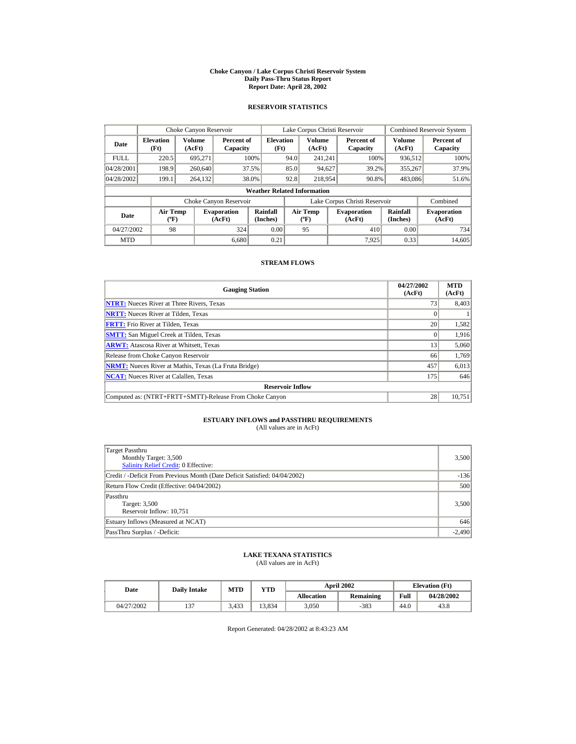# Choke Canyon / Lake Corpus Christi Reservoir System
## Daily Pass-Thru Status Report
### Report Date: April 28, 2002

## RESERVOIR STATISTICS

| | Choke Canyon Reservoir | | | Lake Corpus Christi Reservoir | | | Combined Reservoir System | |
|---|---|---|---|---|---|---|---|---|
| Date | Elevation (Ft) | Volume (AcFt) | Percent of Capacity | Elevation (Ft) | Volume (AcFt) | Percent of Capacity | Volume (AcFt) | Percent of Capacity |
| FULL | 220.5 | 695,271 | 100% | 94.0 | 241,241 | 100% | 936,512 | 100% |
| 04/28/2001 | 198.9 | 260,640 | 37.5% | 85.0 | 94,627 | 39.2% | 355,267 | 37.9% |
| 04/28/2002 | 199.1 | 264,132 | 38.0% | 92.8 | 218,954 | 90.8% | 483,086 | 51.6% |

**Weather Related Information**

| | Choke Canyon Reservoir | | | Lake Corpus Christi Reservoir | | | Combined |
|---|---|---|---|---|---|---|---|
| Date | Air Temp (ºF) | Evaporation (AcFt) | Rainfall (Inches) | Air Temp (ºF) | Evaporation (AcFt) | Rainfall (Inches) | Evaporation (AcFt) |
| 04/27/2002 | 98 | 324 | 0.00 | 95 | 410 | 0.00 | 734 |
| MTD | | 6,680 | 0.21 | | 7,925 | 0.33 | 14,605 |

## STREAM FLOWS

| Gauging Station | 04/27/2002 (AcFt) | MTD (AcFt) |
|---|---|---|
| NTRT: Nueces River at Three Rivers, Texas | 73 | 8,403 |
| NRTT: Nueces River at Tilden, Texas | 0 | 1 |
| FRTT: Frio River at Tilden, Texas | 20 | 1,582 |
| SMTT: San Miguel Creek at Tilden, Texas | 0 | 1,916 |
| ARWT: Atascosa River at Whitsett, Texas | 13 | 5,060 |
| Release from Choke Canyon Reservoir | 66 | 1,769 |
| NRMT: Nueces River at Mathis, Texas (La Fruta Bridge) | 457 | 6,013 |
| NCAT: Nueces River at Calallen, Texas | 175 | 646 |
| **Reservoir Inflow** | | |
| Computed as: (NTRT+FRTT+SMTT)-Release From Choke Canyon | 28 | 10,751 |

## ESTUARY INFLOWS and PASSTHRU REQUIREMENTS
(All values are in AcFt)

| | |
|---|---|
| Target Passthru<br>Monthly Target: 3,500<br>Salinity Relief Credit: 0 Effective: | 3,500 |
| Credit / -Deficit From Previous Month (Date Deficit Satisfied: 04/04/2002) | -136 |
| Return Flow Credit (Effective: 04/04/2002) | 500 |
| Passthru<br>Target: 3,500<br>Reservoir Inflow: 10,751 | 3,500 |
| Estuary Inflows (Measured at NCAT) | 646 |
| PassThru Surplus / -Deficit: | -2,490 |

## LAKE TEXANA STATISTICS
(All values are in AcFt)

| Date | Daily Intake | MTD | YTD | April 2002 | | Elevation (Ft) | |
|---|---|---|---|---|---|---|---|
| | | | | Allocation | Remaining | Full | 04/28/2002 |
| 04/27/2002 | 137 | 3,433 | 13,834 | 3,050 | -383 | 44.0 | 43.8 |

Report Generated: 04/28/2002 at 8:43:23 AM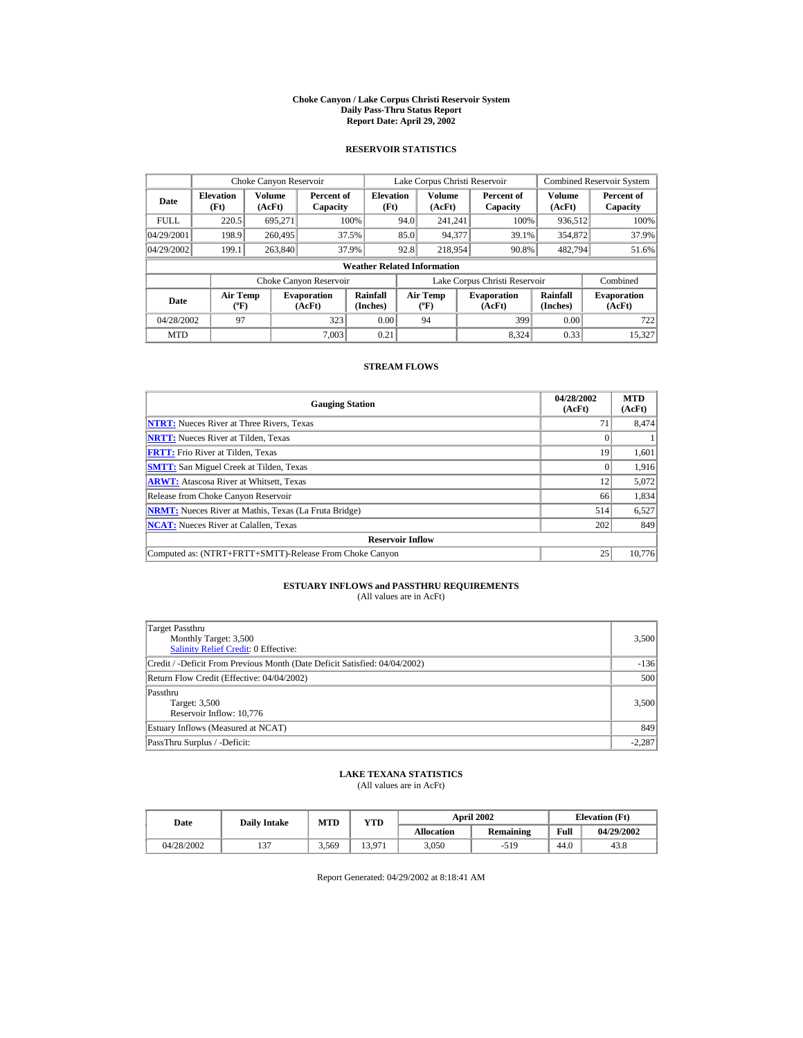# Choke Canyon / Lake Corpus Christi Reservoir System
## Daily Pass-Thru Status Report
### Report Date: April 29, 2002

## RESERVOIR STATISTICS

| Date | Choke Canyon Reservoir | | | Lake Corpus Christi Reservoir | | | Combined Reservoir System | |
|---|---|---|---|---|---|---|---|---|
| | Elevation (Ft) | Volume (AcFt) | Percent of Capacity | Elevation (Ft) | Volume (AcFt) | Percent of Capacity | Volume (AcFt) | Percent of Capacity |
| FULL | 220.5 | 695,271 | 100% | 94.0 | 241,241 | 100% | 936,512 | 100% |
| 04/29/2001 | 198.9 | 260,495 | 37.5% | 85.0 | 94,377 | 39.1% | 354,872 | 37.9% |
| 04/29/2002 | 199.1 | 263,840 | 37.9% | 92.8 | 218,954 | 90.8% | 482,794 | 51.6% |

**Weather Related Information**

| Date | Choke Canyon Reservoir | | | Lake Corpus Christi Reservoir | | | Combined |
|---|---|---|---|---|---|---|---|
| | Air Temp (ºF) | Evaporation (AcFt) | Rainfall (Inches) | Air Temp (ºF) | Evaporation (AcFt) | Rainfall (Inches) | Evaporation (AcFt) |
| 04/28/2002 | 97 | 323 | 0.00 | 94 | 399 | 0.00 | 722 |
| MTD | | 7,003 | 0.21 | | 8,324 | 0.33 | 15,327 |

## STREAM FLOWS

| Gauging Station | 04/28/2002 (AcFt) | MTD (AcFt) |
|---|---|---|
| NTRT: Nueces River at Three Rivers, Texas | 71 | 8,474 |
| NRTT: Nueces River at Tilden, Texas | 0 | 1 |
| FRTT: Frio River at Tilden, Texas | 19 | 1,601 |
| SMTT: San Miguel Creek at Tilden, Texas | 0 | 1,916 |
| ARWT: Atascosa River at Whitsett, Texas | 12 | 5,072 |
| Release from Choke Canyon Reservoir | 66 | 1,834 |
| NRMT: Nueces River at Mathis, Texas (La Fruta Bridge) | 514 | 6,527 |
| NCAT: Nueces River at Calallen, Texas | 202 | 849 |
| **Reservoir Inflow** | | |
| Computed as: (NTRT+FRTT+SMTT)-Release From Choke Canyon | 25 | 10,776 |

## ESTUARY INFLOWS and PASSTHRU REQUIREMENTS
(All values are in AcFt)

| | |
|---|---|
| Target Passthru<br>Monthly Target: 3,500<br>Salinity Relief Credit: 0 Effective: | 3,500 |
| Credit / -Deficit From Previous Month (Date Deficit Satisfied: 04/04/2002) | -136 |
| Return Flow Credit (Effective: 04/04/2002) | 500 |
| Passthru<br>Target: 3,500<br>Reservoir Inflow: 10,776 | 3,500 |
| Estuary Inflows (Measured at NCAT) | 849 |
| PassThru Surplus / -Deficit: | -2,287 |

## LAKE TEXANA STATISTICS
(All values are in AcFt)

| Date | Daily Intake | MTD | YTD | April 2002 | | Elevation (Ft) | |
|---|---|---|---|---|---|---|---|
| | | | | Allocation | Remaining | Full | 04/29/2002 |
| 04/28/2002 | 137 | 3,569 | 13,971 | 3,050 | -519 | 44.0 | 43.8 |

Report Generated: 04/29/2002 at 8:18:41 AM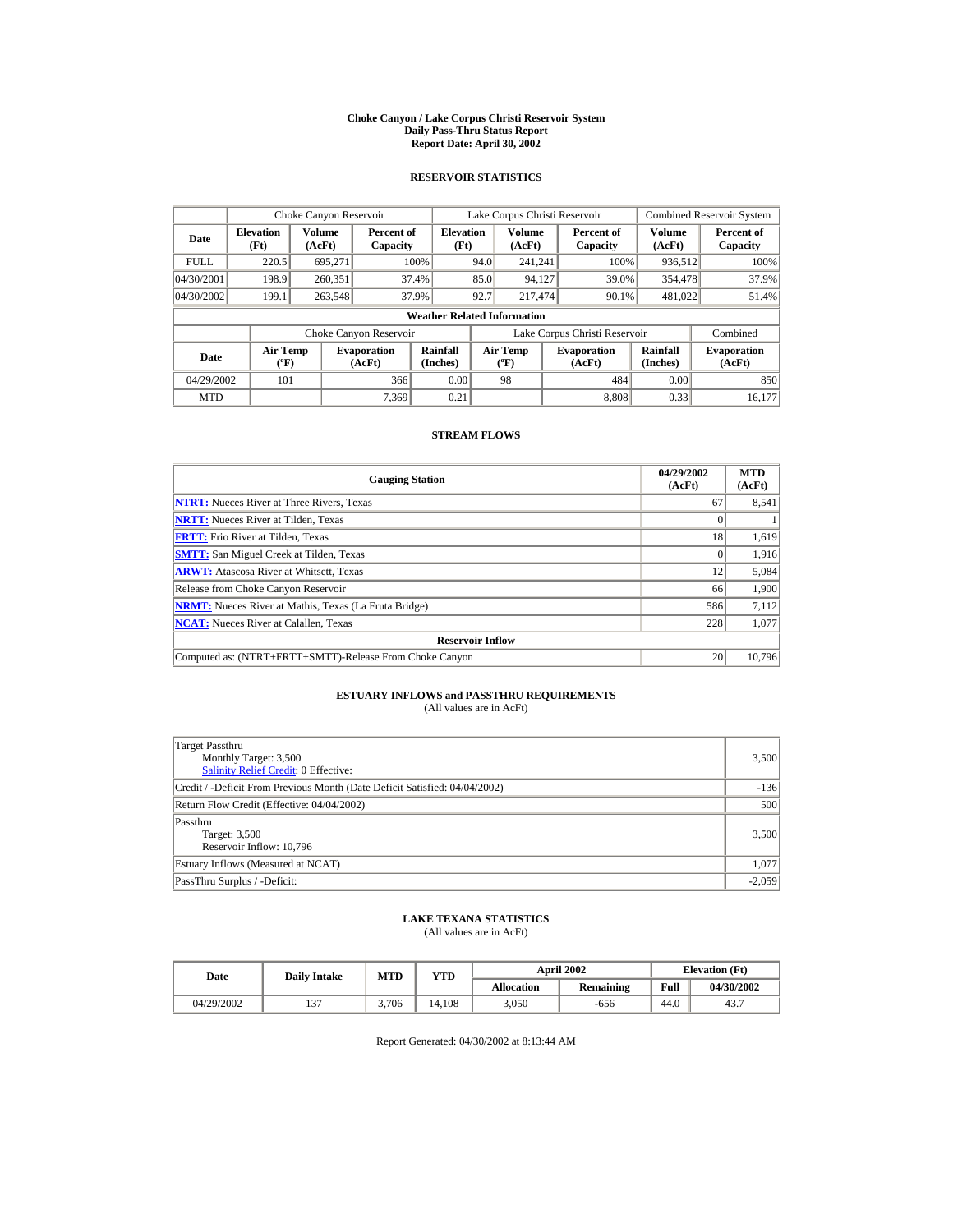# Choke Canyon / Lake Corpus Christi Reservoir System
## Daily Pass-Thru Status Report
## Report Date: April 30, 2002

### RESERVOIR STATISTICS

| | Choke Canyon Reservoir | | | Lake Corpus Christi Reservoir | | | Combined Reservoir System | |
|---|---|---|---|---|---|---|---|---|
| **Date** | **Elevation (Ft)** | **Volume (AcFt)** | **Percent of Capacity** | **Elevation (Ft)** | **Volume (AcFt)** | **Percent of Capacity** | **Volume (AcFt)** | **Percent of Capacity** |
| FULL | 220.5 | 695,271 | 100% | 94.0 | 241,241 | 100% | 936,512 | 100% |
| 04/30/2001 | 198.9 | 260,351 | 37.4% | 85.0 | 94,127 | 39.0% | 354,478 | 37.9% |
| 04/30/2002 | 199.1 | 263,548 | 37.9% | 92.7 | 217,474 | 90.1% | 481,022 | 51.4% |

**Weather Related Information**

| | Choke Canyon Reservoir | | | Lake Corpus Christi Reservoir | | | Combined |
|---|---|---|---|---|---|---|---|
| **Date** | **Air Temp (ºF)** | **Evaporation (AcFt)** | **Rainfall (Inches)** | **Air Temp (ºF)** | **Evaporation (AcFt)** | **Rainfall (Inches)** | **Evaporation (AcFt)** |
| 04/29/2002 | 101 | 366 | 0.00 | 98 | 484 | 0.00 | 850 |
| MTD | | 7,369 | 0.21 | | 8,808 | 0.33 | 16,177 |

### STREAM FLOWS

| Gauging Station | 04/29/2002 (AcFt) | MTD (AcFt) |
|---|---|---|
| **NTRT:** Nueces River at Three Rivers, Texas | 67 | 8,541 |
| **NRTT:** Nueces River at Tilden, Texas | 0 | 1 |
| **FRTT:** Frio River at Tilden, Texas | 18 | 1,619 |
| **SMTT:** San Miguel Creek at Tilden, Texas | 0 | 1,916 |
| **ARWT:** Atascosa River at Whitsett, Texas | 12 | 5,084 |
| Release from Choke Canyon Reservoir | 66 | 1,900 |
| **NRMT:** Nueces River at Mathis, Texas (La Fruta Bridge) | 586 | 7,112 |
| **NCAT:** Nueces River at Calallen, Texas | 228 | 1,077 |
| **Reservoir Inflow** | | |
| Computed as: (NTRT+FRTT+SMTT)-Release From Choke Canyon | 20 | 10,796 |

### ESTUARY INFLOWS and PASSTHRU REQUIREMENTS
(All values are in AcFt)

| | |
|---|---|
| Target Passthru<br>Monthly Target: 3,500<br>Salinity Relief Credit: 0 Effective: | 3,500 |
| Credit / -Deficit From Previous Month (Date Deficit Satisfied: 04/04/2002) | -136 |
| Return Flow Credit (Effective: 04/04/2002) | 500 |
| Passthru<br>Target: 3,500<br>Reservoir Inflow: 10,796 | 3,500 |
| Estuary Inflows (Measured at NCAT) | 1,077 |
| PassThru Surplus / -Deficit: | -2,059 |

### LAKE TEXANA STATISTICS
(All values are in AcFt)

| Date | Daily Intake | MTD | YTD | April 2002 | | Elevation (Ft) | |
|---|---|---|---|---|---|---|---|
| | | | | **Allocation** | **Remaining** | **Full** | **04/30/2002** |
| 04/29/2002 | 137 | 3,706 | 14,108 | 3,050 | -656 | 44.0 | 43.7 |

Report Generated: 04/30/2002 at 8:13:44 AM